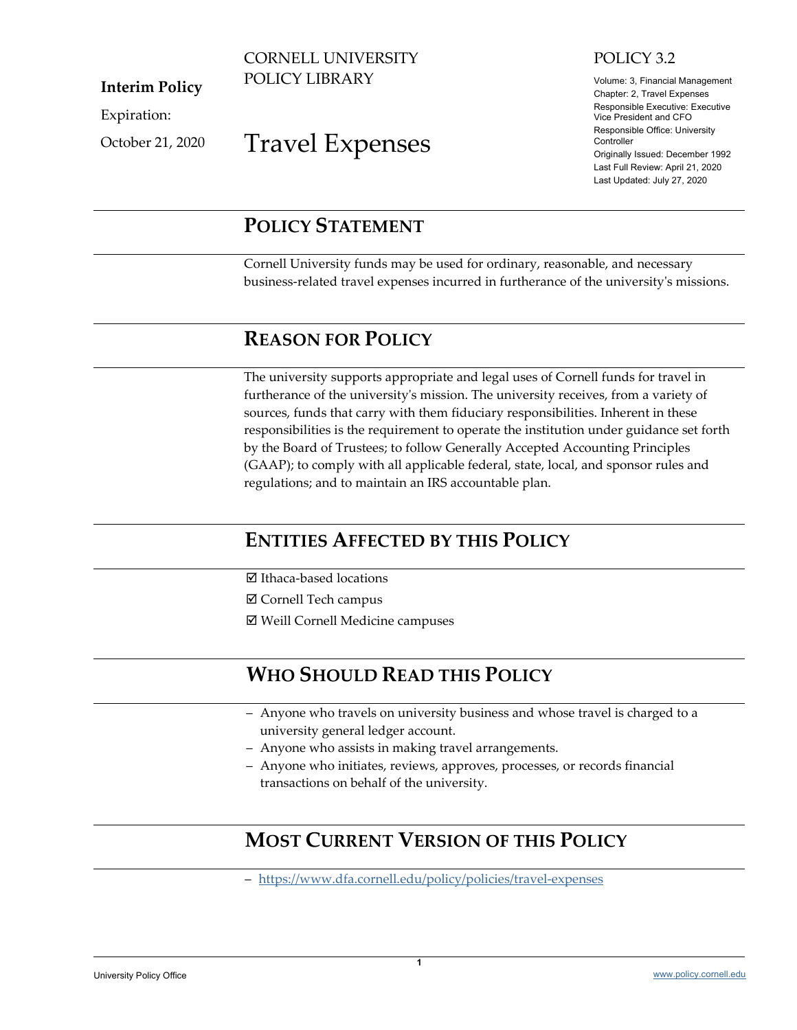**Interim Policy**

Expiration:

October 21, 2020

CORNELL UNIVERSITY
POLICY LIBRARY

# Travel Expenses

POLICY 3.2

Volume: 3, Financial Management
Chapter: 2, Travel Expenses
Responsible Executive: Executive Vice President and CFO
Responsible Office: University Controller
Originally Issued: December 1992
Last Full Review: April 21, 2020
Last Updated: July 27, 2020

## POLICY STATEMENT

Cornell University funds may be used for ordinary, reasonable, and necessary business-related travel expenses incurred in furtherance of the university's missions.

## REASON FOR POLICY

The university supports appropriate and legal uses of Cornell funds for travel in furtherance of the university's mission. The university receives, from a variety of sources, funds that carry with them fiduciary responsibilities. Inherent in these responsibilities is the requirement to operate the institution under guidance set forth by the Board of Trustees; to follow Generally Accepted Accounting Principles (GAAP); to comply with all applicable federal, state, local, and sponsor rules and regulations; and to maintain an IRS accountable plan.

## ENTITIES AFFECTED BY THIS POLICY

☑ Ithaca-based locations

☑ Cornell Tech campus

☑ Weill Cornell Medicine campuses

## WHO SHOULD READ THIS POLICY

- Anyone who travels on university business and whose travel is charged to a university general ledger account.
- Anyone who assists in making travel arrangements.
- Anyone who initiates, reviews, approves, processes, or records financial transactions on behalf of the university.

## MOST CURRENT VERSION OF THIS POLICY

- https://www.dfa.cornell.edu/policy/policies/travel-expenses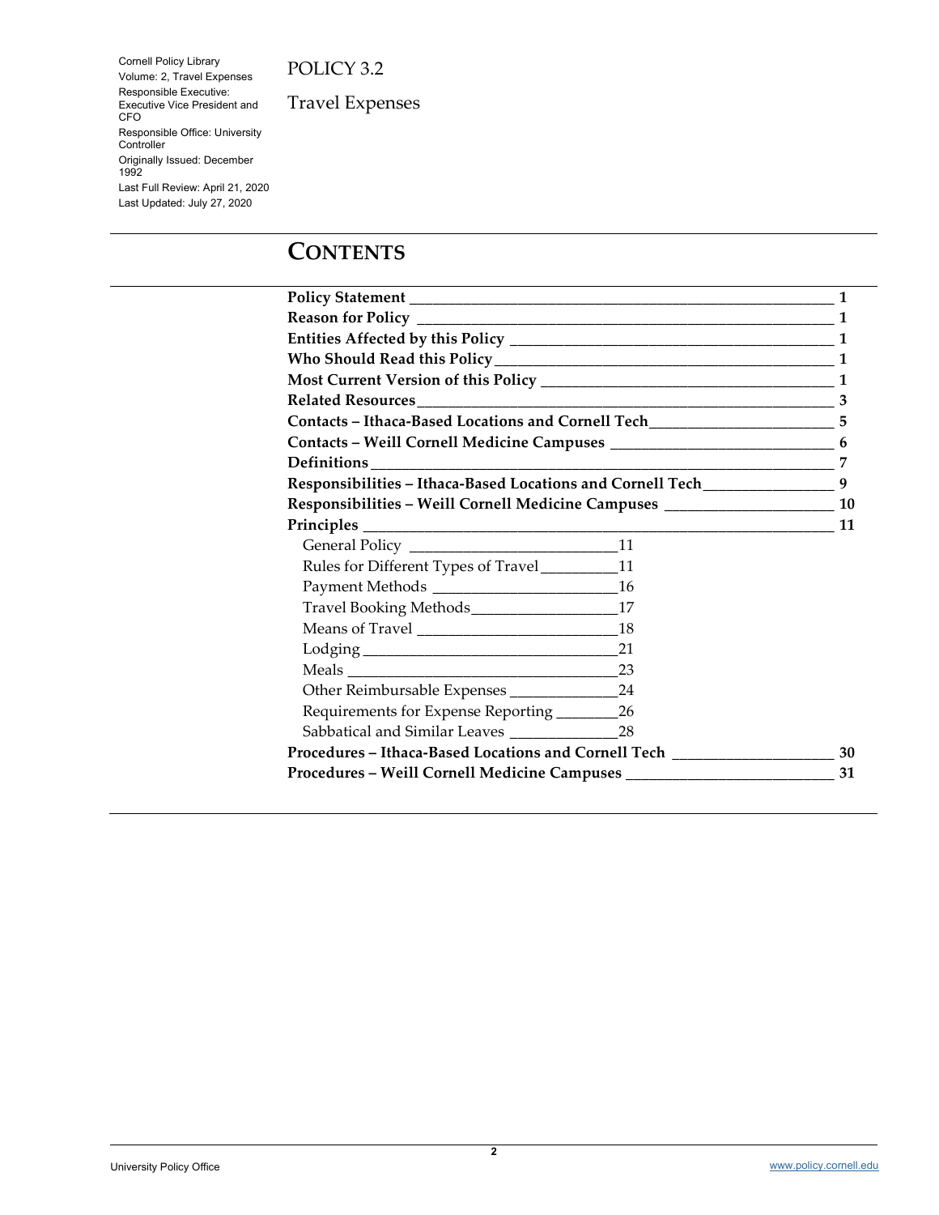Cornell Policy Library
Volume: 2, Travel Expenses
Responsible Executive: Executive Vice President and CFO
Responsible Office: University Controller
Originally Issued: December 1992
Last Full Review: April 21, 2020
Last Updated: July 27, 2020

# POLICY 3.2

Travel Expenses

## CONTENTS

| Section | Page |
| --- | --- |
| **Policy Statement** | **1** |
| **Reason for Policy** | **1** |
| **Entities Affected by this Policy** | **1** |
| **Who Should Read this Policy** | **1** |
| **Most Current Version of this Policy** | **1** |
| **Related Resources** | **3** |
| **Contacts – Ithaca-Based Locations and Cornell Tech** | **5** |
| **Contacts – Weill Cornell Medicine Campuses** | **6** |
| **Definitions** | **7** |
| **Responsibilities – Ithaca-Based Locations and Cornell Tech** | **9** |
| **Responsibilities – Weill Cornell Medicine Campuses** | **10** |
| **Principles** | **11** |
| General Policy | 11 |
| Rules for Different Types of Travel | 11 |
| Payment Methods | 16 |
| Travel Booking Methods | 17 |
| Means of Travel | 18 |
| Lodging | 21 |
| Meals | 23 |
| Other Reimbursable Expenses | 24 |
| Requirements for Expense Reporting | 26 |
| Sabbatical and Similar Leaves | 28 |
| **Procedures – Ithaca-Based Locations and Cornell Tech** | **30** |
| **Procedures – Weill Cornell Medicine Campuses** | **31** |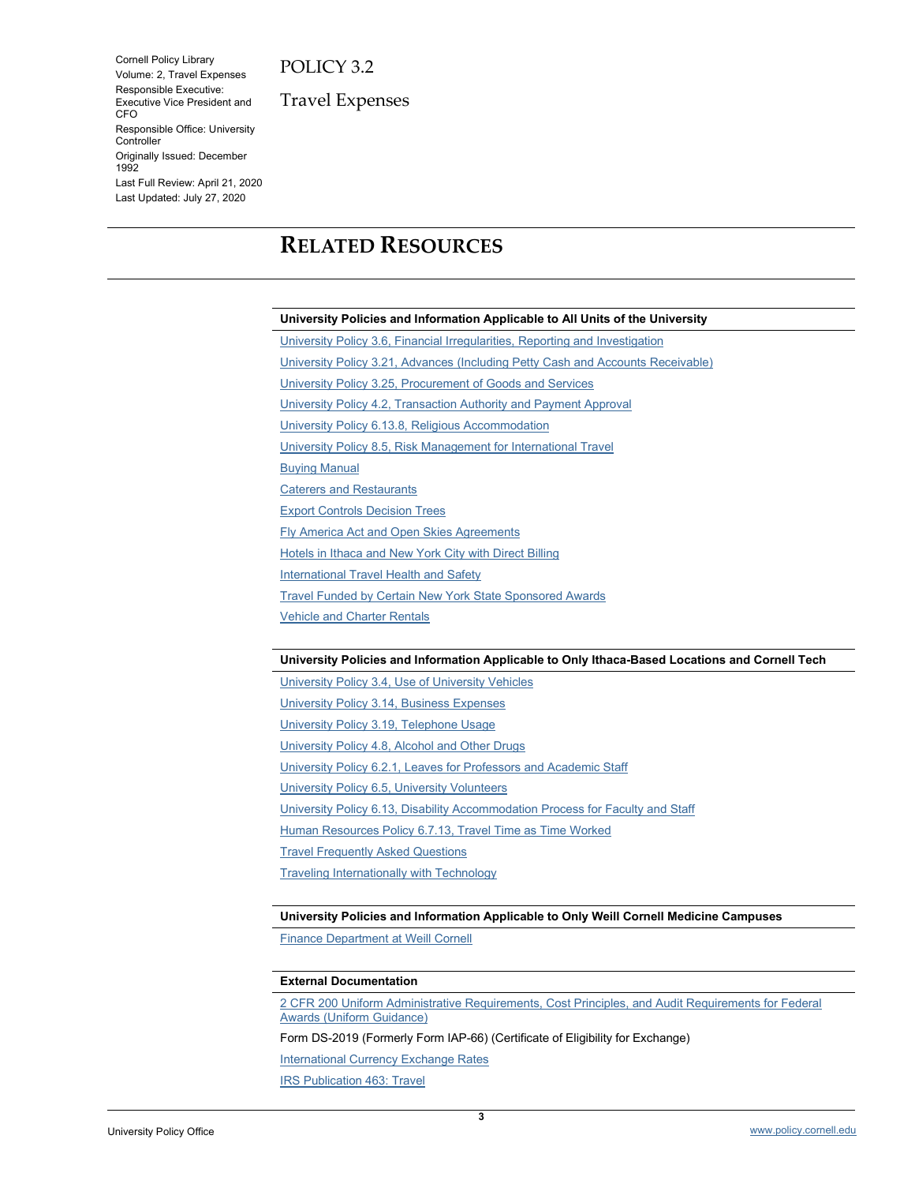# RELATED RESOURCES

| University Policies and Information Applicable to All Units of the University |
|---|
| University Policy 3.6, Financial Irregularities, Reporting and Investigation |
| University Policy 3.21, Advances (Including Petty Cash and Accounts Receivable) |
| University Policy 3.25, Procurement of Goods and Services |
| University Policy 4.2, Transaction Authority and Payment Approval |
| University Policy 6.13.8, Religious Accommodation |
| University Policy 8.5, Risk Management for International Travel |
| Buying Manual |
| Caterers and Restaurants |
| Export Controls Decision Trees |
| Fly America Act and Open Skies Agreements |
| Hotels in Ithaca and New York City with Direct Billing |
| International Travel Health and Safety |
| Travel Funded by Certain New York State Sponsored Awards |
| Vehicle and Charter Rentals |

| University Policies and Information Applicable to Only Ithaca-Based Locations and Cornell Tech |
|---|
| University Policy 3.4, Use of University Vehicles |
| University Policy 3.14, Business Expenses |
| University Policy 3.19, Telephone Usage |
| University Policy 4.8, Alcohol and Other Drugs |
| University Policy 6.2.1, Leaves for Professors and Academic Staff |
| University Policy 6.5, University Volunteers |
| University Policy 6.13, Disability Accommodation Process for Faculty and Staff |
| Human Resources Policy 6.7.13, Travel Time as Time Worked |
| Travel Frequently Asked Questions |
| Traveling Internationally with Technology |

| University Policies and Information Applicable to Only Weill Cornell Medicine Campuses |
|---|
| Finance Department at Weill Cornell |

| External Documentation |
|---|
| 2 CFR 200 Uniform Administrative Requirements, Cost Principles, and Audit Requirements for Federal Awards (Uniform Guidance) |
| Form DS-2019 (Formerly Form IAP-66) (Certificate of Eligibility for Exchange) |
| International Currency Exchange Rates |
| IRS Publication 463: Travel |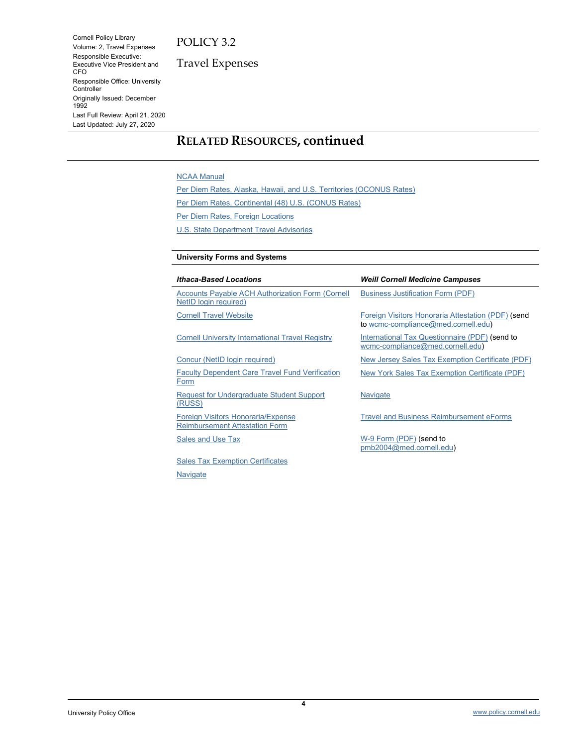## RELATED RESOURCES, continued

NCAA Manual

Per Diem Rates, Alaska, Hawaii, and U.S. Territories (OCONUS Rates)

Per Diem Rates, Continental (48) U.S. (CONUS Rates)

Per Diem Rates, Foreign Locations

U.S. State Department Travel Advisories

### University Forms and Systems

| *Ithaca-Based Locations* | *Weill Cornell Medicine Campuses* |
|---|---|
| Accounts Payable ACH Authorization Form (Cornell NetID login required) | Business Justification Form (PDF) |
| Cornell Travel Website | Foreign Visitors Honoraria Attestation (PDF) (send to wcmc-compliance@med.cornell.edu) |
| Cornell University International Travel Registry | International Tax Questionnaire (PDF) (send to wcmc-compliance@med.cornell.edu) |
| Concur (NetID login required) | New Jersey Sales Tax Exemption Certificate (PDF) |
| Faculty Dependent Care Travel Fund Verification Form | New York Sales Tax Exemption Certificate (PDF) |
| Request for Undergraduate Student Support (RUSS) | Navigate |
| Foreign Visitors Honoraria/Expense Reimbursement Attestation Form | Travel and Business Reimbursement eForms |
| Sales and Use Tax | W-9 Form (PDF) (send to pmb2004@med.cornell.edu) |
| Sales Tax Exemption Certificates | |
| Navigate | |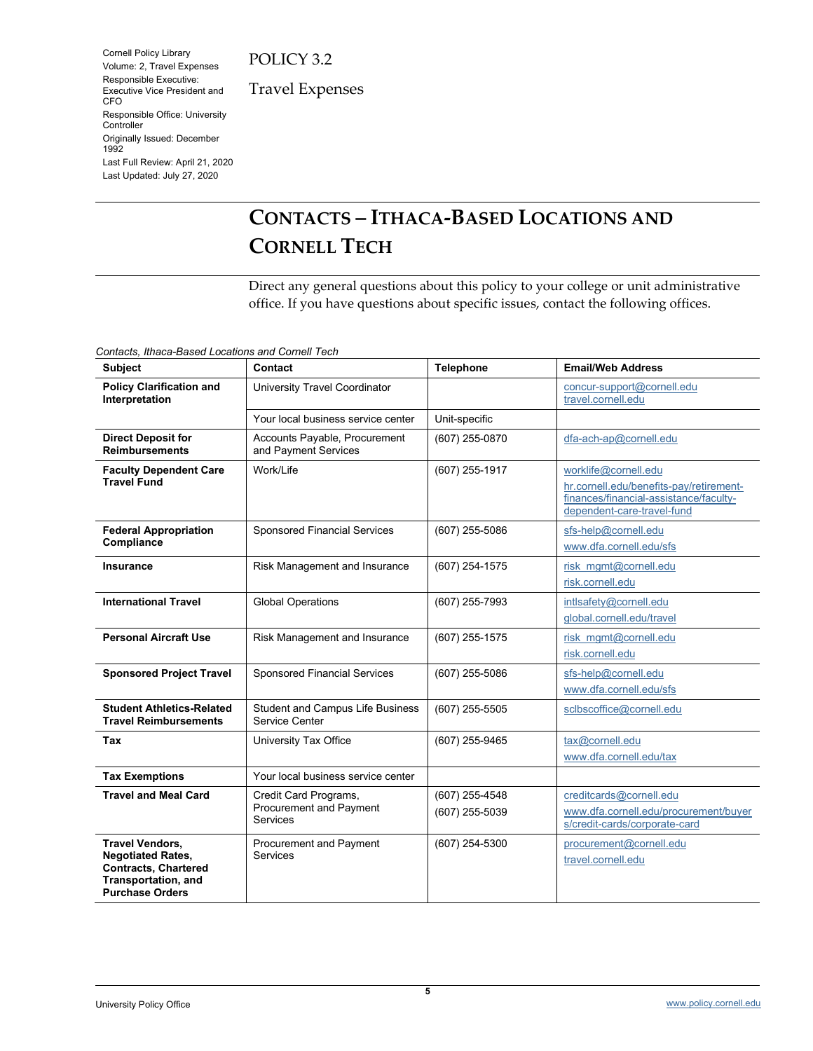Cornell Policy Library
Volume: 2, Travel Expenses
Responsible Executive: Executive Vice President and CFO
Responsible Office: University Controller
Originally Issued: December 1992
Last Full Review: April 21, 2020
Last Updated: July 27, 2020

POLICY 3.2

Travel Expenses

# CONTACTS – ITHACA-BASED LOCATIONS AND CORNELL TECH

Direct any general questions about this policy to your college or unit administrative office. If you have questions about specific issues, contact the following offices.

*Contacts, Ithaca-Based Locations and Cornell Tech*

| Subject | Contact | Telephone | Email/Web Address |
|---|---|---|---|
| **Policy Clarification and Interpretation** | University Travel Coordinator | | concur-support@cornell.edu<br>travel.cornell.edu |
| | Your local business service center | Unit-specific | |
| **Direct Deposit for Reimbursements** | Accounts Payable, Procurement and Payment Services | (607) 255-0870 | dfa-ach-ap@cornell.edu |
| **Faculty Dependent Care Travel Fund** | Work/Life | (607) 255-1917 | worklife@cornell.edu<br>hr.cornell.edu/benefits-pay/retirement-finances/financial-assistance/faculty-dependent-care-travel-fund |
| **Federal Appropriation Compliance** | Sponsored Financial Services | (607) 255-5086 | sfs-help@cornell.edu<br>www.dfa.cornell.edu/sfs |
| **Insurance** | Risk Management and Insurance | (607) 254-1575 | risk_mgmt@cornell.edu<br>risk.cornell.edu |
| **International Travel** | Global Operations | (607) 255-7993 | intlsafety@cornell.edu<br>global.cornell.edu/travel |
| **Personal Aircraft Use** | Risk Management and Insurance | (607) 255-1575 | risk_mgmt@cornell.edu<br>risk.cornell.edu |
| **Sponsored Project Travel** | Sponsored Financial Services | (607) 255-5086 | sfs-help@cornell.edu<br>www.dfa.cornell.edu/sfs |
| **Student Athletics-Related Travel Reimbursements** | Student and Campus Life Business Service Center | (607) 255-5505 | sclbscoffice@cornell.edu |
| **Tax** | University Tax Office | (607) 255-9465 | tax@cornell.edu<br>www.dfa.cornell.edu/tax |
| **Tax Exemptions** | Your local business service center | | |
| **Travel and Meal Card** | Credit Card Programs, Procurement and Payment Services | (607) 255-4548<br>(607) 255-5039 | creditcards@cornell.edu<br>www.dfa.cornell.edu/procurement/buyers/credit-cards/corporate-card |
| **Travel Vendors, Negotiated Rates, Contracts, Chartered Transportation, and Purchase Orders** | Procurement and Payment Services | (607) 254-5300 | procurement@cornell.edu<br>travel.cornell.edu |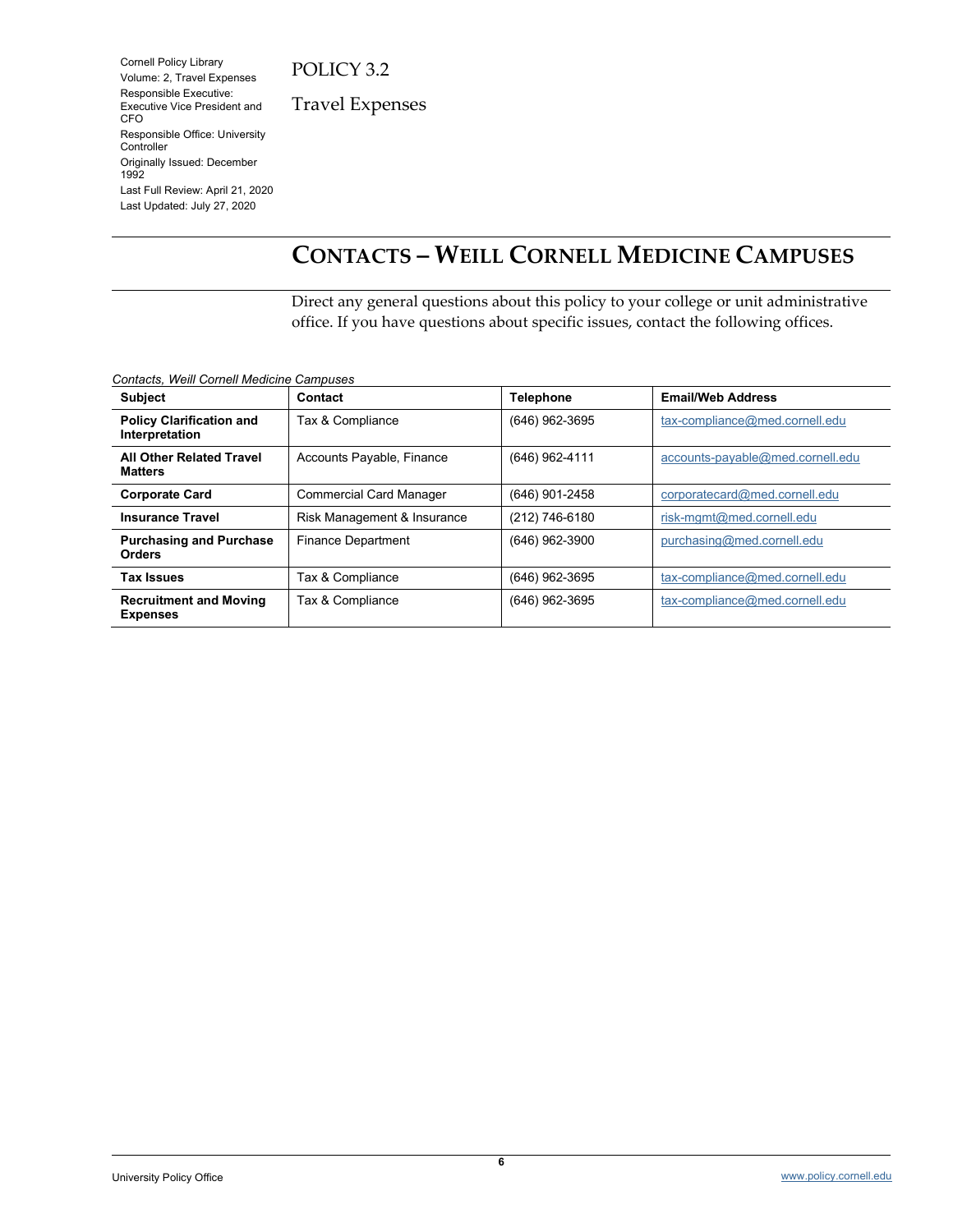# CONTACTS – WEILL CORNELL MEDICINE CAMPUSES

Direct any general questions about this policy to your college or unit administrative office. If you have questions about specific issues, contact the following offices.

*Contacts, Weill Cornell Medicine Campuses*

| Subject | Contact | Telephone | Email/Web Address |
|---|---|---|---|
| **Policy Clarification and Interpretation** | Tax & Compliance | (646) 962-3695 | tax-compliance@med.cornell.edu |
| **All Other Related Travel Matters** | Accounts Payable, Finance | (646) 962-4111 | accounts-payable@med.cornell.edu |
| **Corporate Card** | Commercial Card Manager | (646) 901-2458 | corporatecard@med.cornell.edu |
| **Insurance Travel** | Risk Management & Insurance | (212) 746-6180 | risk-mgmt@med.cornell.edu |
| **Purchasing and Purchase Orders** | Finance Department | (646) 962-3900 | purchasing@med.cornell.edu |
| **Tax Issues** | Tax & Compliance | (646) 962-3695 | tax-compliance@med.cornell.edu |
| **Recruitment and Moving Expenses** | Tax & Compliance | (646) 962-3695 | tax-compliance@med.cornell.edu |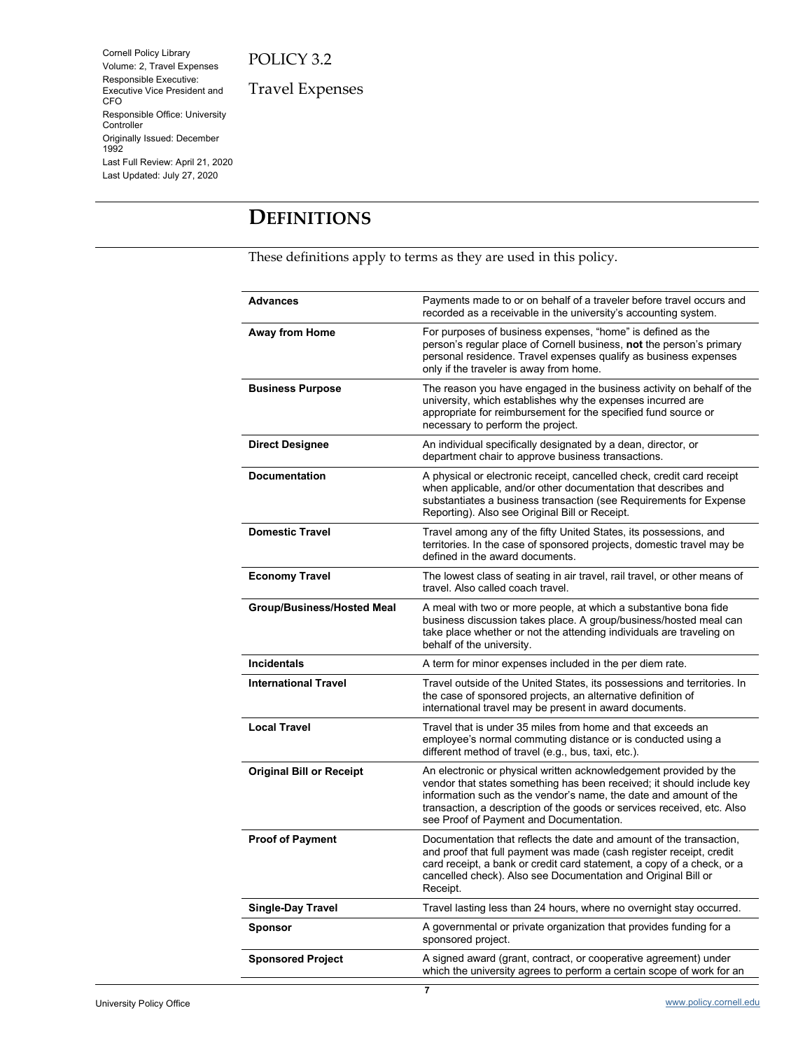# DEFINITIONS

These definitions apply to terms as they are used in this policy.

| Term | Definition |
|---|---|
| **Advances** | Payments made to or on behalf of a traveler before travel occurs and recorded as a receivable in the university's accounting system. |
| **Away from Home** | For purposes of business expenses, "home" is defined as the person's regular place of Cornell business, **not** the person's primary personal residence. Travel expenses qualify as business expenses only if the traveler is away from home. |
| **Business Purpose** | The reason you have engaged in the business activity on behalf of the university, which establishes why the expenses incurred are appropriate for reimbursement for the specified fund source or necessary to perform the project. |
| **Direct Designee** | An individual specifically designated by a dean, director, or department chair to approve business transactions. |
| **Documentation** | A physical or electronic receipt, cancelled check, credit card receipt when applicable, and/or other documentation that describes and substantiates a business transaction (see Requirements for Expense Reporting). Also see Original Bill or Receipt. |
| **Domestic Travel** | Travel among any of the fifty United States, its possessions, and territories. In the case of sponsored projects, domestic travel may be defined in the award documents. |
| **Economy Travel** | The lowest class of seating in air travel, rail travel, or other means of travel. Also called coach travel. |
| **Group/Business/Hosted Meal** | A meal with two or more people, at which a substantive bona fide business discussion takes place. A group/business/hosted meal can take place whether or not the attending individuals are traveling on behalf of the university. |
| **Incidentals** | A term for minor expenses included in the per diem rate. |
| **International Travel** | Travel outside of the United States, its possessions and territories. In the case of sponsored projects, an alternative definition of international travel may be present in award documents. |
| **Local Travel** | Travel that is under 35 miles from home and that exceeds an employee's normal commuting distance or is conducted using a different method of travel (e.g., bus, taxi, etc.). |
| **Original Bill or Receipt** | An electronic or physical written acknowledgement provided by the vendor that states something has been received; it should include key information such as the vendor's name, the date and amount of the transaction, a description of the goods or services received, etc. Also see Proof of Payment and Documentation. |
| **Proof of Payment** | Documentation that reflects the date and amount of the transaction, and proof that full payment was made (cash register receipt, credit card receipt, a bank or credit card statement, a copy of a check, or a cancelled check). Also see Documentation and Original Bill or Receipt. |
| **Single-Day Travel** | Travel lasting less than 24 hours, where no overnight stay occurred. |
| **Sponsor** | A governmental or private organization that provides funding for a sponsored project. |
| **Sponsored Project** | A signed award (grant, contract, or cooperative agreement) under which the university agrees to perform a certain scope of work for an |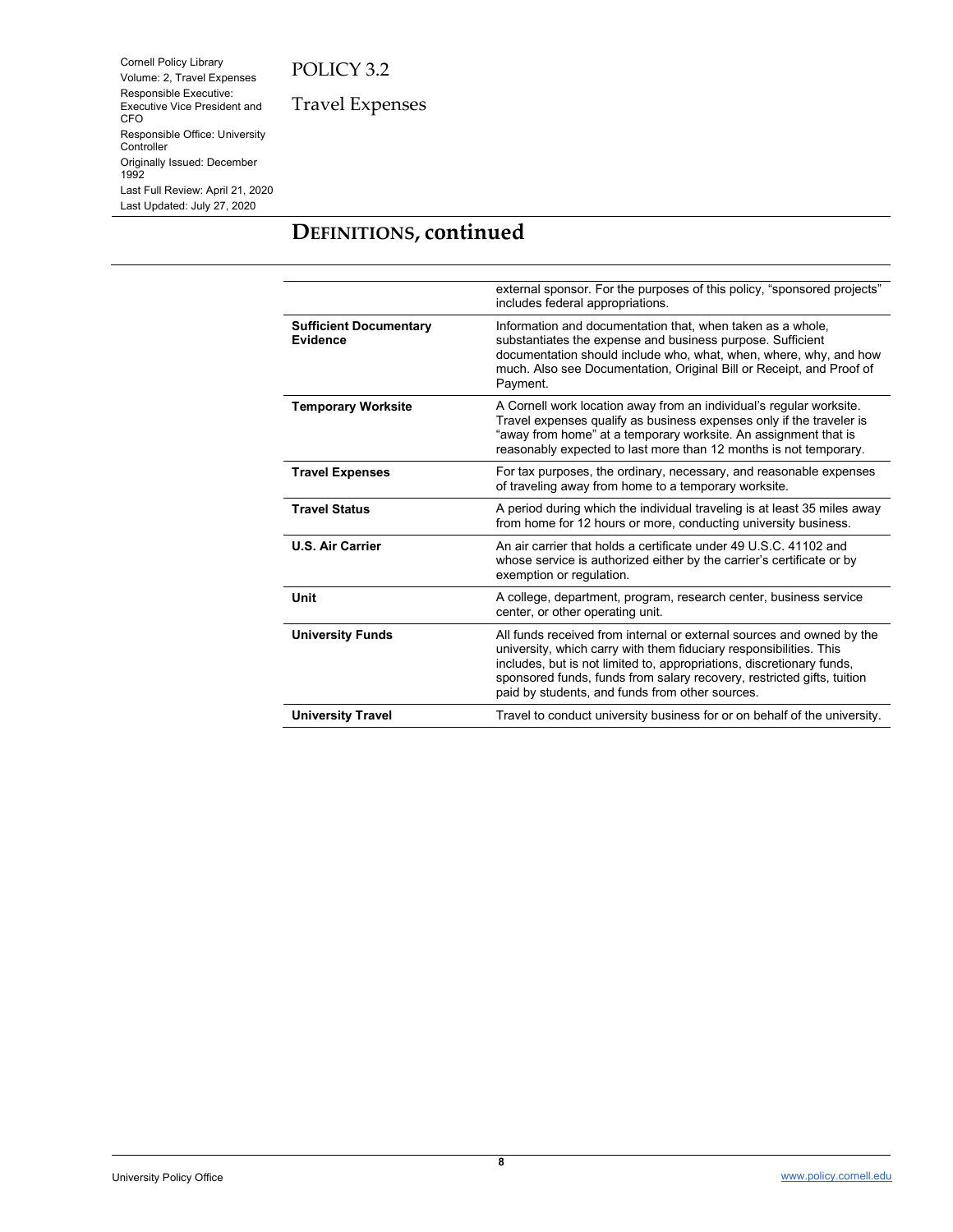## DEFINITIONS, continued

| | |
|---|---|
| | external sponsor. For the purposes of this policy, "sponsored projects" includes federal appropriations. |
| **Sufficient Documentary Evidence** | Information and documentation that, when taken as a whole, substantiates the expense and business purpose. Sufficient documentation should include who, what, when, where, why, and how much. Also see Documentation, Original Bill or Receipt, and Proof of Payment. |
| **Temporary Worksite** | A Cornell work location away from an individual's regular worksite. Travel expenses qualify as business expenses only if the traveler is "away from home" at a temporary worksite. An assignment that is reasonably expected to last more than 12 months is not temporary. |
| **Travel Expenses** | For tax purposes, the ordinary, necessary, and reasonable expenses of traveling away from home to a temporary worksite. |
| **Travel Status** | A period during which the individual traveling is at least 35 miles away from home for 12 hours or more, conducting university business. |
| **U.S. Air Carrier** | An air carrier that holds a certificate under 49 U.S.C. 41102 and whose service is authorized either by the carrier's certificate or by exemption or regulation. |
| **Unit** | A college, department, program, research center, business service center, or other operating unit. |
| **University Funds** | All funds received from internal or external sources and owned by the university, which carry with them fiduciary responsibilities. This includes, but is not limited to, appropriations, discretionary funds, sponsored funds, funds from salary recovery, restricted gifts, tuition paid by students, and funds from other sources. |
| **University Travel** | Travel to conduct university business for or on behalf of the university. |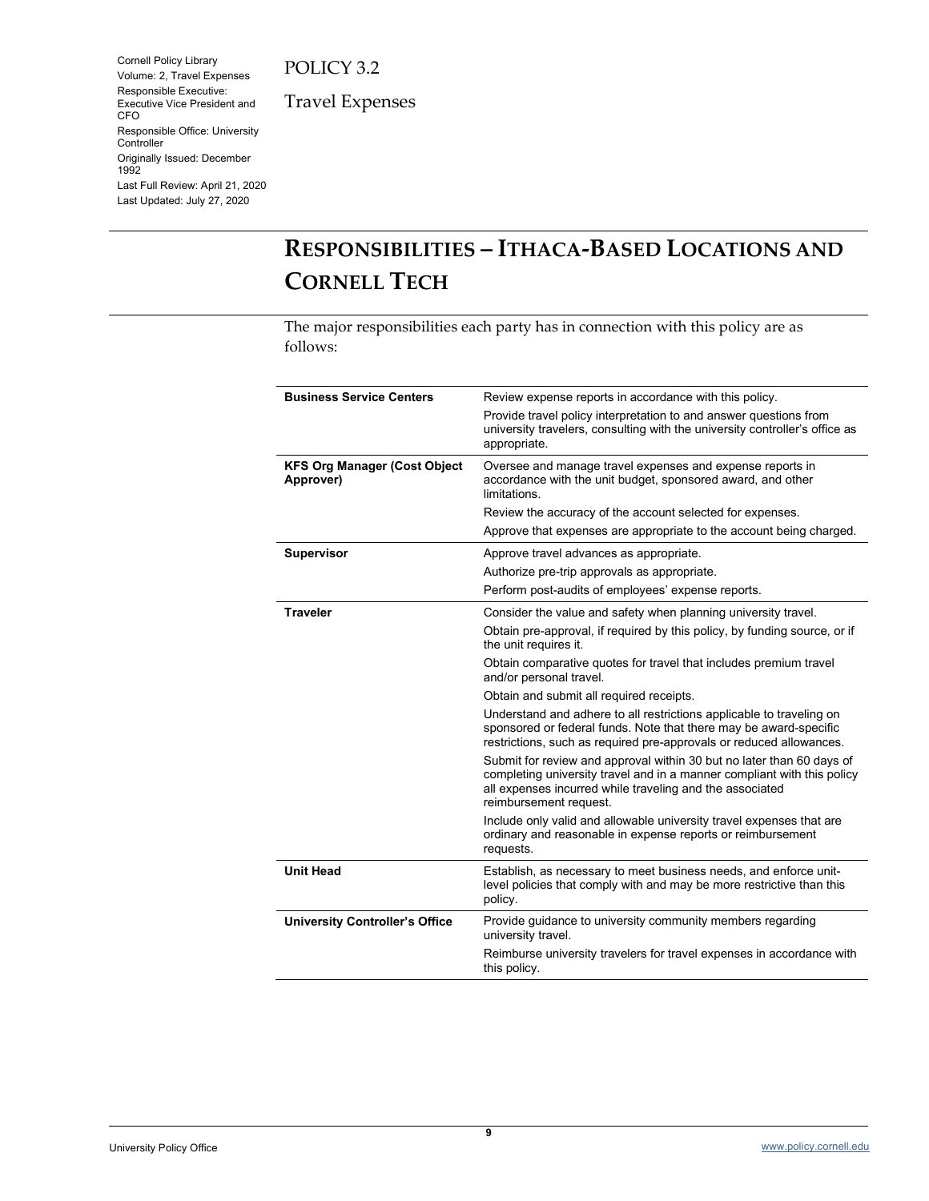# RESPONSIBILITIES – ITHACA-BASED LOCATIONS AND CORNELL TECH

The major responsibilities each party has in connection with this policy are as follows:

| | |
|---|---|
| **Business Service Centers** | Review expense reports in accordance with this policy. |
| | Provide travel policy interpretation to and answer questions from university travelers, consulting with the university controller's office as appropriate. |
| **KFS Org Manager (Cost Object Approver)** | Oversee and manage travel expenses and expense reports in accordance with the unit budget, sponsored award, and other limitations. |
| | Review the accuracy of the account selected for expenses. |
| | Approve that expenses are appropriate to the account being charged. |
| **Supervisor** | Approve travel advances as appropriate. |
| | Authorize pre-trip approvals as appropriate. |
| | Perform post-audits of employees' expense reports. |
| **Traveler** | Consider the value and safety when planning university travel. |
| | Obtain pre-approval, if required by this policy, by funding source, or if the unit requires it. |
| | Obtain comparative quotes for travel that includes premium travel and/or personal travel. |
| | Obtain and submit all required receipts. |
| | Understand and adhere to all restrictions applicable to traveling on sponsored or federal funds. Note that there may be award-specific restrictions, such as required pre-approvals or reduced allowances. |
| | Submit for review and approval within 30 but no later than 60 days of completing university travel and in a manner compliant with this policy all expenses incurred while traveling and the associated reimbursement request. |
| | Include only valid and allowable university travel expenses that are ordinary and reasonable in expense reports or reimbursement requests. |
| **Unit Head** | Establish, as necessary to meet business needs, and enforce unit-level policies that comply with and may be more restrictive than this policy. |
| **University Controller's Office** | Provide guidance to university community members regarding university travel. |
| | Reimburse university travelers for travel expenses in accordance with this policy. |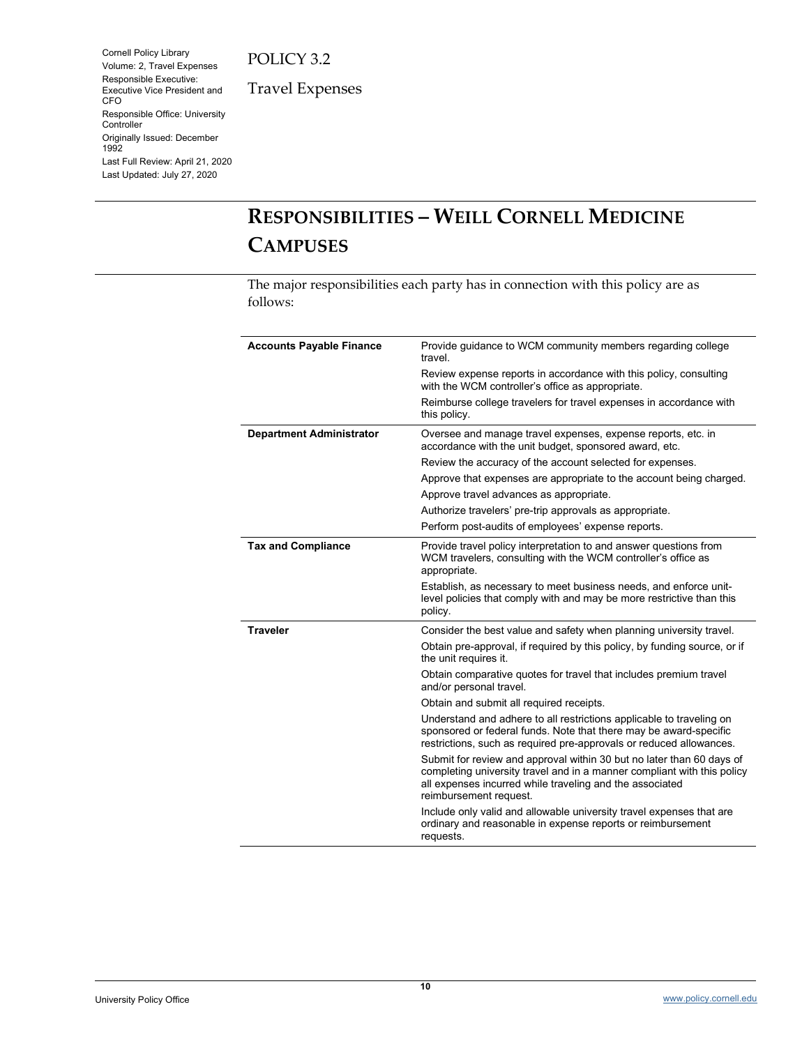# RESPONSIBILITIES – WEILL CORNELL MEDICINE CAMPUSES

The major responsibilities each party has in connection with this policy are as follows:

| | |
|---|---|
| **Accounts Payable Finance** | Provide guidance to WCM community members regarding college travel.<br>Review expense reports in accordance with this policy, consulting with the WCM controller's office as appropriate.<br>Reimburse college travelers for travel expenses in accordance with this policy. |
| **Department Administrator** | Oversee and manage travel expenses, expense reports, etc. in accordance with the unit budget, sponsored award, etc.<br>Review the accuracy of the account selected for expenses.<br>Approve that expenses are appropriate to the account being charged.<br>Approve travel advances as appropriate.<br>Authorize travelers' pre-trip approvals as appropriate.<br>Perform post-audits of employees' expense reports. |
| **Tax and Compliance** | Provide travel policy interpretation to and answer questions from WCM travelers, consulting with the WCM controller's office as appropriate.<br>Establish, as necessary to meet business needs, and enforce unit-level policies that comply with and may be more restrictive than this policy. |
| **Traveler** | Consider the best value and safety when planning university travel.<br>Obtain pre-approval, if required by this policy, by funding source, or if the unit requires it.<br>Obtain comparative quotes for travel that includes premium travel and/or personal travel.<br>Obtain and submit all required receipts.<br>Understand and adhere to all restrictions applicable to traveling on sponsored or federal funds. Note that there may be award-specific restrictions, such as required pre-approvals or reduced allowances.<br>Submit for review and approval within 30 but no later than 60 days of completing university travel and in a manner compliant with this policy all expenses incurred while traveling and the associated reimbursement request.<br>Include only valid and allowable university travel expenses that are ordinary and reasonable in expense reports or reimbursement requests. |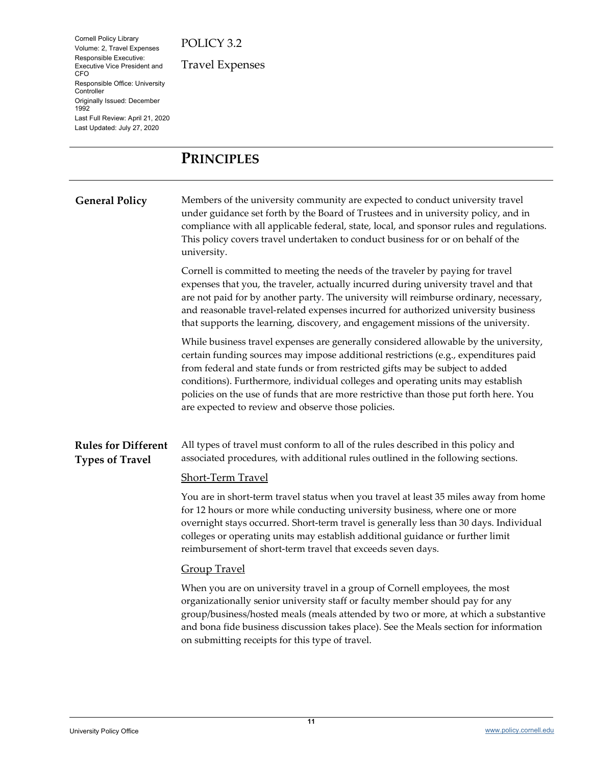Cornell Policy Library
Volume: 2, Travel Expenses
Responsible Executive: Executive Vice President and CFO
Responsible Office: University Controller
Originally Issued: December 1992
Last Full Review: April 21, 2020
Last Updated: July 27, 2020

POLICY 3.2

Travel Expenses

## PRINCIPLES

### General Policy

Members of the university community are expected to conduct university travel under guidance set forth by the Board of Trustees and in university policy, and in compliance with all applicable federal, state, local, and sponsor rules and regulations. This policy covers travel undertaken to conduct business for or on behalf of the university.

Cornell is committed to meeting the needs of the traveler by paying for travel expenses that you, the traveler, actually incurred during university travel and that are not paid for by another party. The university will reimburse ordinary, necessary, and reasonable travel-related expenses incurred for authorized university business that supports the learning, discovery, and engagement missions of the university.

While business travel expenses are generally considered allowable by the university, certain funding sources may impose additional restrictions (e.g., expenditures paid from federal and state funds or from restricted gifts may be subject to added conditions). Furthermore, individual colleges and operating units may establish policies on the use of funds that are more restrictive than those put forth here. You are expected to review and observe those policies.

### Rules for Different Types of Travel

All types of travel must conform to all of the rules described in this policy and associated procedures, with additional rules outlined in the following sections.

#### Short-Term Travel

You are in short-term travel status when you travel at least 35 miles away from home for 12 hours or more while conducting university business, where one or more overnight stays occurred. Short-term travel is generally less than 30 days. Individual colleges or operating units may establish additional guidance or further limit reimbursement of short-term travel that exceeds seven days.

#### Group Travel

When you are on university travel in a group of Cornell employees, the most organizationally senior university staff or faculty member should pay for any group/business/hosted meals (meals attended by two or more, at which a substantive and bona fide business discussion takes place). See the Meals section for information on submitting receipts for this type of travel.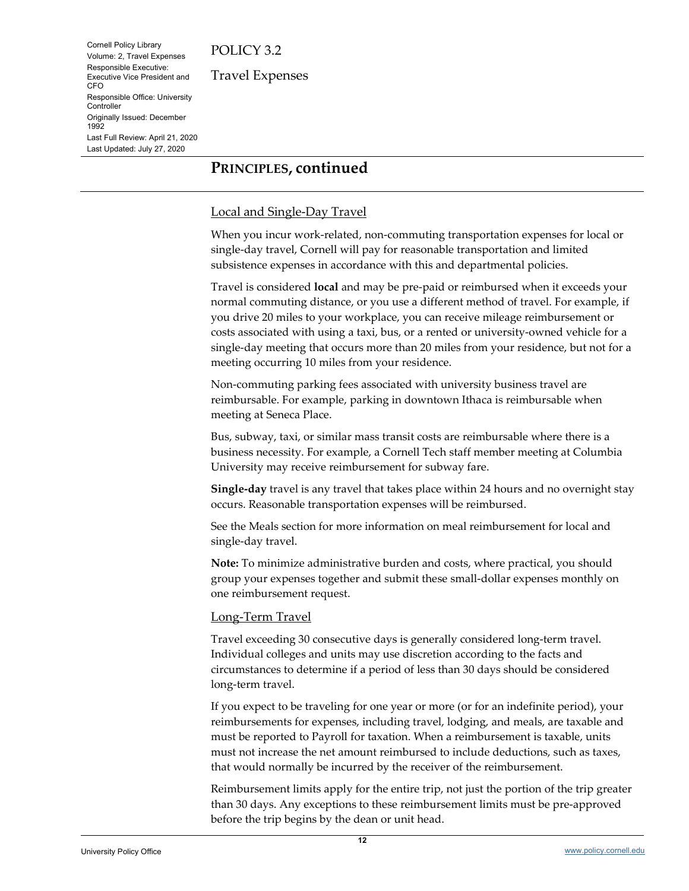## PRINCIPLES, continued

### Local and Single-Day Travel

When you incur work-related, non-commuting transportation expenses for local or single-day travel, Cornell will pay for reasonable transportation and limited subsistence expenses in accordance with this and departmental policies.

Travel is considered **local** and may be pre-paid or reimbursed when it exceeds your normal commuting distance, or you use a different method of travel. For example, if you drive 20 miles to your workplace, you can receive mileage reimbursement or costs associated with using a taxi, bus, or a rented or university-owned vehicle for a single-day meeting that occurs more than 20 miles from your residence, but not for a meeting occurring 10 miles from your residence.

Non-commuting parking fees associated with university business travel are reimbursable. For example, parking in downtown Ithaca is reimbursable when meeting at Seneca Place.

Bus, subway, taxi, or similar mass transit costs are reimbursable where there is a business necessity. For example, a Cornell Tech staff member meeting at Columbia University may receive reimbursement for subway fare.

**Single-day** travel is any travel that takes place within 24 hours and no overnight stay occurs. Reasonable transportation expenses will be reimbursed.

See the Meals section for more information on meal reimbursement for local and single-day travel.

**Note:** To minimize administrative burden and costs, where practical, you should group your expenses together and submit these small-dollar expenses monthly on one reimbursement request.

### Long-Term Travel

Travel exceeding 30 consecutive days is generally considered long-term travel. Individual colleges and units may use discretion according to the facts and circumstances to determine if a period of less than 30 days should be considered long-term travel.

If you expect to be traveling for one year or more (or for an indefinite period), your reimbursements for expenses, including travel, lodging, and meals, are taxable and must be reported to Payroll for taxation. When a reimbursement is taxable, units must not increase the net amount reimbursed to include deductions, such as taxes, that would normally be incurred by the receiver of the reimbursement.

Reimbursement limits apply for the entire trip, not just the portion of the trip greater than 30 days. Any exceptions to these reimbursement limits must be pre-approved before the trip begins by the dean or unit head.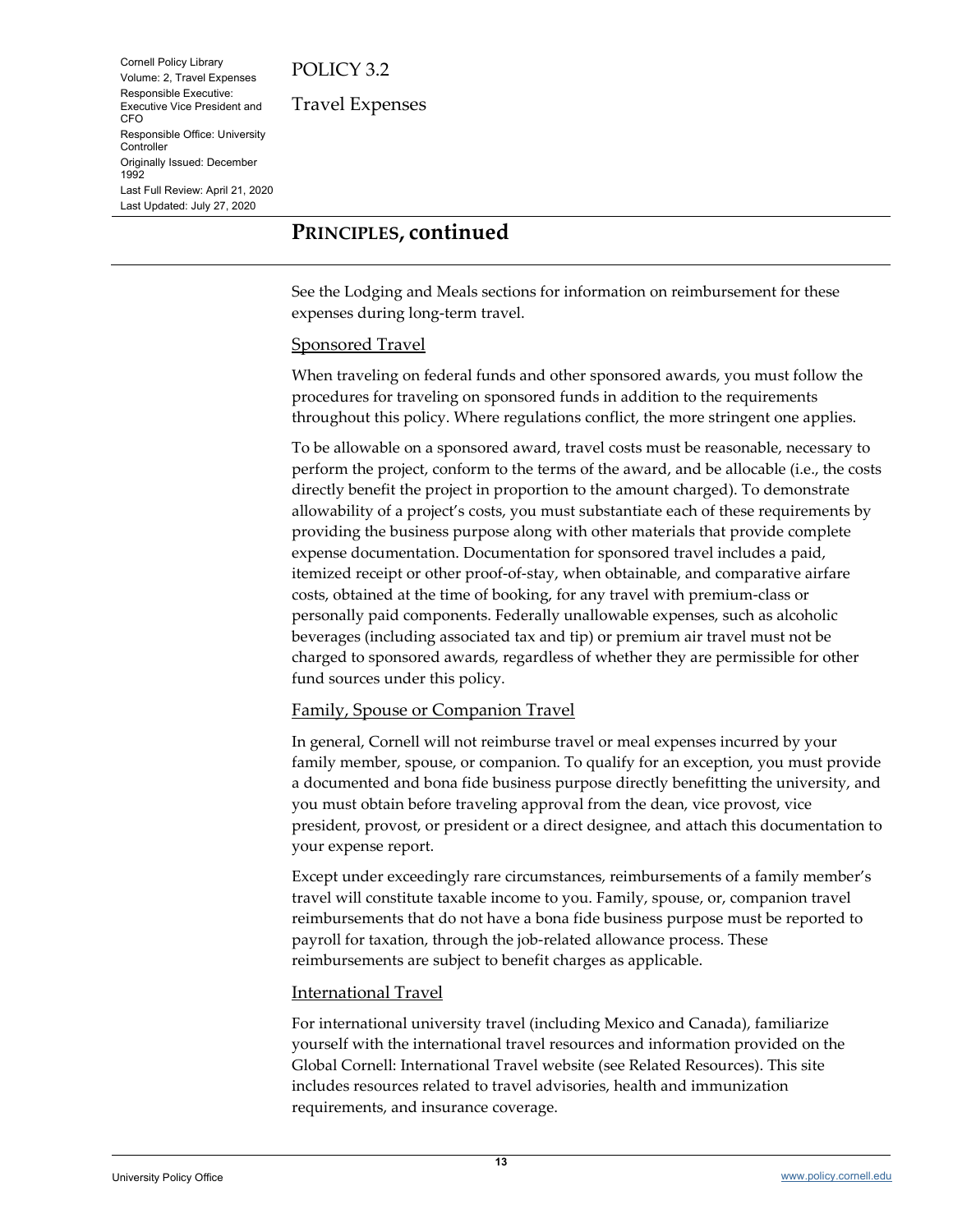## PRINCIPLES, continued

See the Lodging and Meals sections for information on reimbursement for these expenses during long-term travel.

### Sponsored Travel

When traveling on federal funds and other sponsored awards, you must follow the procedures for traveling on sponsored funds in addition to the requirements throughout this policy. Where regulations conflict, the more stringent one applies.

To be allowable on a sponsored award, travel costs must be reasonable, necessary to perform the project, conform to the terms of the award, and be allocable (i.e., the costs directly benefit the project in proportion to the amount charged). To demonstrate allowability of a project's costs, you must substantiate each of these requirements by providing the business purpose along with other materials that provide complete expense documentation. Documentation for sponsored travel includes a paid, itemized receipt or other proof-of-stay, when obtainable, and comparative airfare costs, obtained at the time of booking, for any travel with premium-class or personally paid components. Federally unallowable expenses, such as alcoholic beverages (including associated tax and tip) or premium air travel must not be charged to sponsored awards, regardless of whether they are permissible for other fund sources under this policy.

### Family, Spouse or Companion Travel

In general, Cornell will not reimburse travel or meal expenses incurred by your family member, spouse, or companion. To qualify for an exception, you must provide a documented and bona fide business purpose directly benefitting the university, and you must obtain before traveling approval from the dean, vice provost, vice president, provost, or president or a direct designee, and attach this documentation to your expense report.

Except under exceedingly rare circumstances, reimbursements of a family member's travel will constitute taxable income to you. Family, spouse, or, companion travel reimbursements that do not have a bona fide business purpose must be reported to payroll for taxation, through the job-related allowance process. These reimbursements are subject to benefit charges as applicable.

### International Travel

For international university travel (including Mexico and Canada), familiarize yourself with the international travel resources and information provided on the Global Cornell: International Travel website (see Related Resources). This site includes resources related to travel advisories, health and immunization requirements, and insurance coverage.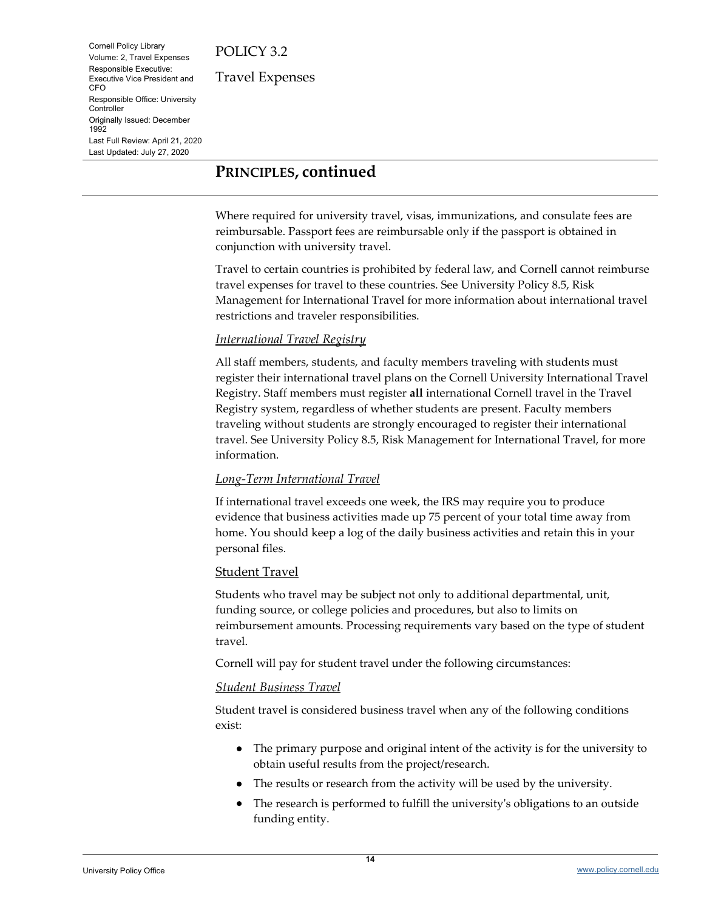## PRINCIPLES, continued

Where required for university travel, visas, immunizations, and consulate fees are reimbursable. Passport fees are reimbursable only if the passport is obtained in conjunction with university travel.

Travel to certain countries is prohibited by federal law, and Cornell cannot reimburse travel expenses for travel to these countries. See University Policy 8.5, Risk Management for International Travel for more information about international travel restrictions and traveler responsibilities.

#### *International Travel Registry*

All staff members, students, and faculty members traveling with students must register their international travel plans on the Cornell University International Travel Registry. Staff members must register **all** international Cornell travel in the Travel Registry system, regardless of whether students are present. Faculty members traveling without students are strongly encouraged to register their international travel. See University Policy 8.5, Risk Management for International Travel, for more information.

#### *Long-Term International Travel*

If international travel exceeds one week, the IRS may require you to produce evidence that business activities made up 75 percent of your total time away from home. You should keep a log of the daily business activities and retain this in your personal files.

### Student Travel

Students who travel may be subject not only to additional departmental, unit, funding source, or college policies and procedures, but also to limits on reimbursement amounts. Processing requirements vary based on the type of student travel.

Cornell will pay for student travel under the following circumstances:

#### *Student Business Travel*

Student travel is considered business travel when any of the following conditions exist:

- The primary purpose and original intent of the activity is for the university to obtain useful results from the project/research.
- The results or research from the activity will be used by the university.
- The research is performed to fulfill the university's obligations to an outside funding entity.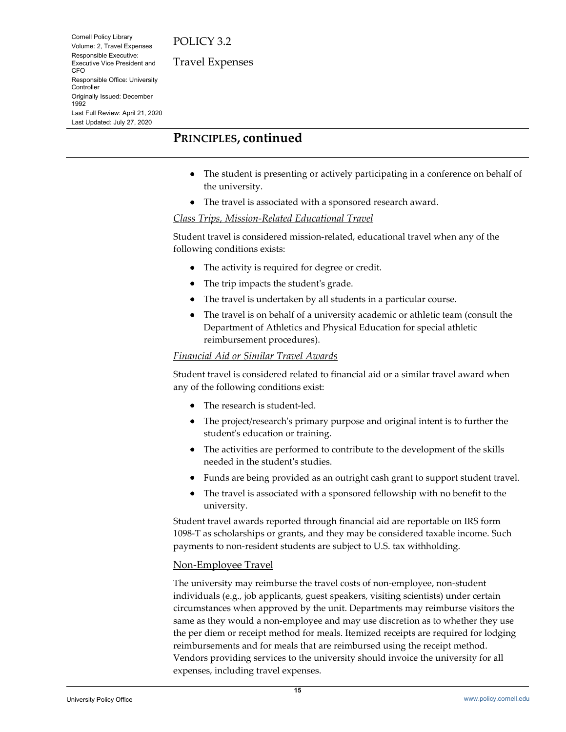## PRINCIPLES, continued

- The student is presenting or actively participating in a conference on behalf of the university.
- The travel is associated with a sponsored research award.

### *Class Trips, Mission-Related Educational Travel*

Student travel is considered mission-related, educational travel when any of the following conditions exists:

- The activity is required for degree or credit.
- The trip impacts the student's grade.
- The travel is undertaken by all students in a particular course.
- The travel is on behalf of a university academic or athletic team (consult the Department of Athletics and Physical Education for special athletic reimbursement procedures).

### *Financial Aid or Similar Travel Awards*

Student travel is considered related to financial aid or a similar travel award when any of the following conditions exist:

- The research is student-led.
- The project/research's primary purpose and original intent is to further the student's education or training.
- The activities are performed to contribute to the development of the skills needed in the student's studies.
- Funds are being provided as an outright cash grant to support student travel.
- The travel is associated with a sponsored fellowship with no benefit to the university.

Student travel awards reported through financial aid are reportable on IRS form 1098-T as scholarships or grants, and they may be considered taxable income. Such payments to non-resident students are subject to U.S. tax withholding.

### Non-Employee Travel

The university may reimburse the travel costs of non-employee, non-student individuals (e.g., job applicants, guest speakers, visiting scientists) under certain circumstances when approved by the unit. Departments may reimburse visitors the same as they would a non-employee and may use discretion as to whether they use the per diem or receipt method for meals. Itemized receipts are required for lodging reimbursements and for meals that are reimbursed using the receipt method. Vendors providing services to the university should invoice the university for all expenses, including travel expenses.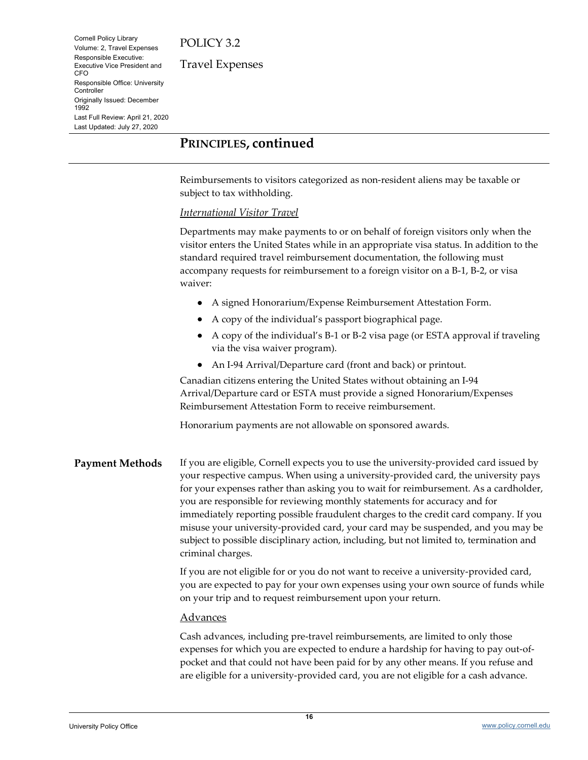## PRINCIPLES, continued

Reimbursements to visitors categorized as non-resident aliens may be taxable or subject to tax withholding.

*International Visitor Travel*

Departments may make payments to or on behalf of foreign visitors only when the visitor enters the United States while in an appropriate visa status. In addition to the standard required travel reimbursement documentation, the following must accompany requests for reimbursement to a foreign visitor on a B-1, B-2, or visa waiver:

- A signed Honorarium/Expense Reimbursement Attestation Form.
- A copy of the individual's passport biographical page.
- A copy of the individual's B-1 or B-2 visa page (or ESTA approval if traveling via the visa waiver program).
- An I-94 Arrival/Departure card (front and back) or printout.

Canadian citizens entering the United States without obtaining an I-94 Arrival/Departure card or ESTA must provide a signed Honorarium/Expenses Reimbursement Attestation Form to receive reimbursement.

Honorarium payments are not allowable on sponsored awards.

### Payment Methods

If you are eligible, Cornell expects you to use the university-provided card issued by your respective campus. When using a university-provided card, the university pays for your expenses rather than asking you to wait for reimbursement. As a cardholder, you are responsible for reviewing monthly statements for accuracy and for immediately reporting possible fraudulent charges to the credit card company. If you misuse your university-provided card, your card may be suspended, and you may be subject to possible disciplinary action, including, but not limited to, termination and criminal charges.

If you are not eligible for or you do not want to receive a university-provided card, you are expected to pay for your own expenses using your own source of funds while on your trip and to request reimbursement upon your return.

Advances

Cash advances, including pre-travel reimbursements, are limited to only those expenses for which you are expected to endure a hardship for having to pay out-of-pocket and that could not have been paid for by any other means. If you refuse and are eligible for a university-provided card, you are not eligible for a cash advance.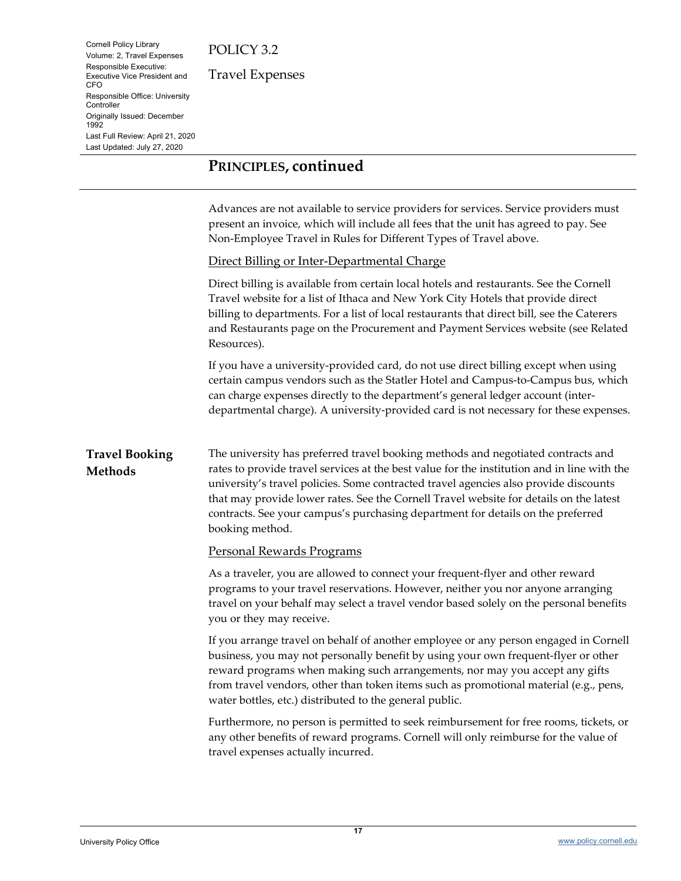## PRINCIPLES, continued

Advances are not available to service providers for services. Service providers must present an invoice, which will include all fees that the unit has agreed to pay. See Non-Employee Travel in Rules for Different Types of Travel above.

Direct Billing or Inter-Departmental Charge

Direct billing is available from certain local hotels and restaurants. See the Cornell Travel website for a list of Ithaca and New York City Hotels that provide direct billing to departments. For a list of local restaurants that direct bill, see the Caterers and Restaurants page on the Procurement and Payment Services website (see Related Resources).

If you have a university-provided card, do not use direct billing except when using certain campus vendors such as the Statler Hotel and Campus-to-Campus bus, which can charge expenses directly to the department's general ledger account (inter-departmental charge). A university-provided card is not necessary for these expenses.

### Travel Booking Methods

The university has preferred travel booking methods and negotiated contracts and rates to provide travel services at the best value for the institution and in line with the university's travel policies. Some contracted travel agencies also provide discounts that may provide lower rates. See the Cornell Travel website for details on the latest contracts. See your campus's purchasing department for details on the preferred booking method.

Personal Rewards Programs

As a traveler, you are allowed to connect your frequent-flyer and other reward programs to your travel reservations. However, neither you nor anyone arranging travel on your behalf may select a travel vendor based solely on the personal benefits you or they may receive.

If you arrange travel on behalf of another employee or any person engaged in Cornell business, you may not personally benefit by using your own frequent-flyer or other reward programs when making such arrangements, nor may you accept any gifts from travel vendors, other than token items such as promotional material (e.g., pens, water bottles, etc.) distributed to the general public.

Furthermore, no person is permitted to seek reimbursement for free rooms, tickets, or any other benefits of reward programs. Cornell will only reimburse for the value of travel expenses actually incurred.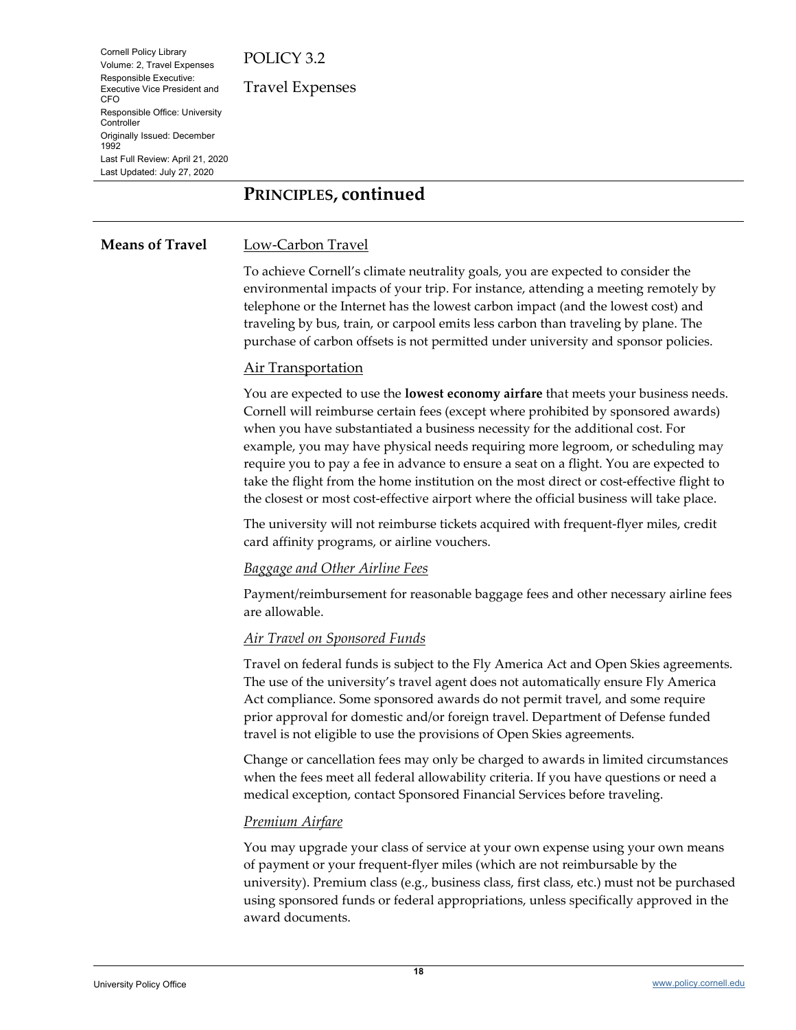## PRINCIPLES, continued

### Means of Travel

#### Low-Carbon Travel

To achieve Cornell's climate neutrality goals, you are expected to consider the environmental impacts of your trip. For instance, attending a meeting remotely by telephone or the Internet has the lowest carbon impact (and the lowest cost) and traveling by bus, train, or carpool emits less carbon than traveling by plane. The purchase of carbon offsets is not permitted under university and sponsor policies.

#### Air Transportation

You are expected to use the **lowest economy airfare** that meets your business needs. Cornell will reimburse certain fees (except where prohibited by sponsored awards) when you have substantiated a business necessity for the additional cost. For example, you may have physical needs requiring more legroom, or scheduling may require you to pay a fee in advance to ensure a seat on a flight. You are expected to take the flight from the home institution on the most direct or cost-effective flight to the closest or most cost-effective airport where the official business will take place.

The university will not reimburse tickets acquired with frequent-flyer miles, credit card affinity programs, or airline vouchers.

##### *Baggage and Other Airline Fees*

Payment/reimbursement for reasonable baggage fees and other necessary airline fees are allowable.

##### *Air Travel on Sponsored Funds*

Travel on federal funds is subject to the Fly America Act and Open Skies agreements. The use of the university's travel agent does not automatically ensure Fly America Act compliance. Some sponsored awards do not permit travel, and some require prior approval for domestic and/or foreign travel. Department of Defense funded travel is not eligible to use the provisions of Open Skies agreements.

Change or cancellation fees may only be charged to awards in limited circumstances when the fees meet all federal allowability criteria. If you have questions or need a medical exception, contact Sponsored Financial Services before traveling.

##### *Premium Airfare*

You may upgrade your class of service at your own expense using your own means of payment or your frequent-flyer miles (which are not reimbursable by the university). Premium class (e.g., business class, first class, etc.) must not be purchased using sponsored funds or federal appropriations, unless specifically approved in the award documents.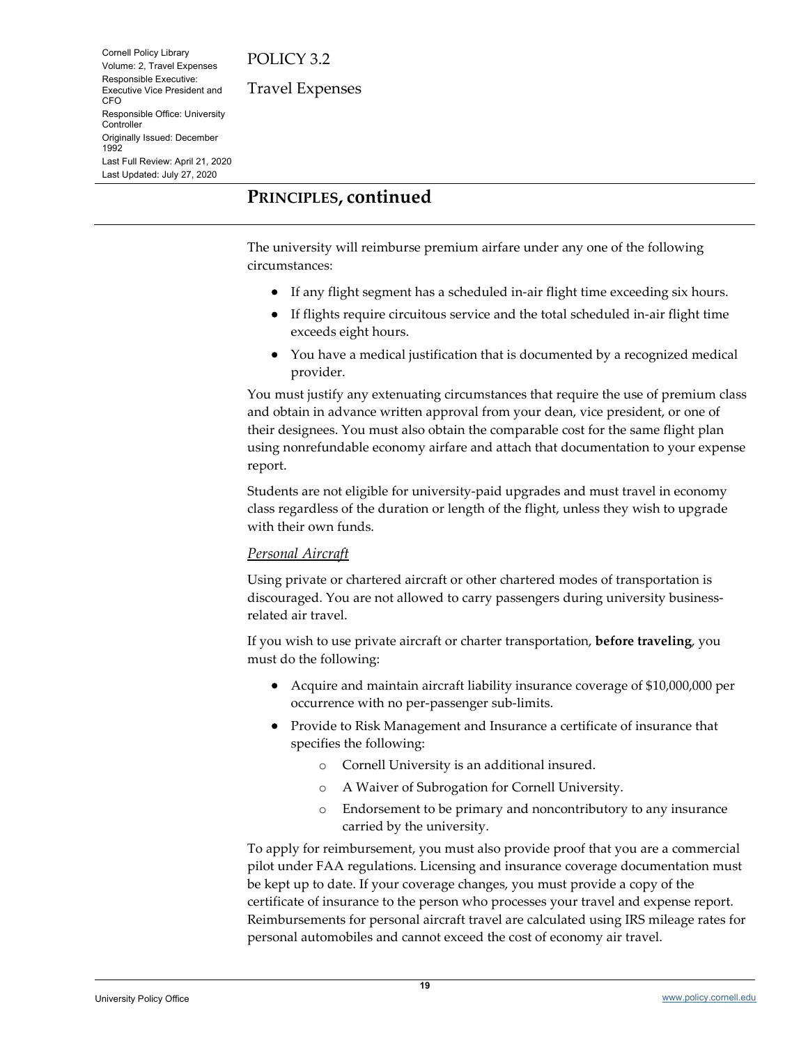## PRINCIPLES, continued

The university will reimburse premium airfare under any one of the following circumstances:

- If any flight segment has a scheduled in-air flight time exceeding six hours.
- If flights require circuitous service and the total scheduled in-air flight time exceeds eight hours.
- You have a medical justification that is documented by a recognized medical provider.

You must justify any extenuating circumstances that require the use of premium class and obtain in advance written approval from your dean, vice president, or one of their designees. You must also obtain the comparable cost for the same flight plan using nonrefundable economy airfare and attach that documentation to your expense report.

Students are not eligible for university-paid upgrades and must travel in economy class regardless of the duration or length of the flight, unless they wish to upgrade with their own funds.

*Personal Aircraft*

Using private or chartered aircraft or other chartered modes of transportation is discouraged. You are not allowed to carry passengers during university business-related air travel.

If you wish to use private aircraft or charter transportation, **before traveling**, you must do the following:

- Acquire and maintain aircraft liability insurance coverage of $10,000,000 per occurrence with no per-passenger sub-limits.
- Provide to Risk Management and Insurance a certificate of insurance that specifies the following:
  - Cornell University is an additional insured.
  - A Waiver of Subrogation for Cornell University.
  - Endorsement to be primary and noncontributory to any insurance carried by the university.

To apply for reimbursement, you must also provide proof that you are a commercial pilot under FAA regulations. Licensing and insurance coverage documentation must be kept up to date. If your coverage changes, you must provide a copy of the certificate of insurance to the person who processes your travel and expense report. Reimbursements for personal aircraft travel are calculated using IRS mileage rates for personal automobiles and cannot exceed the cost of economy air travel.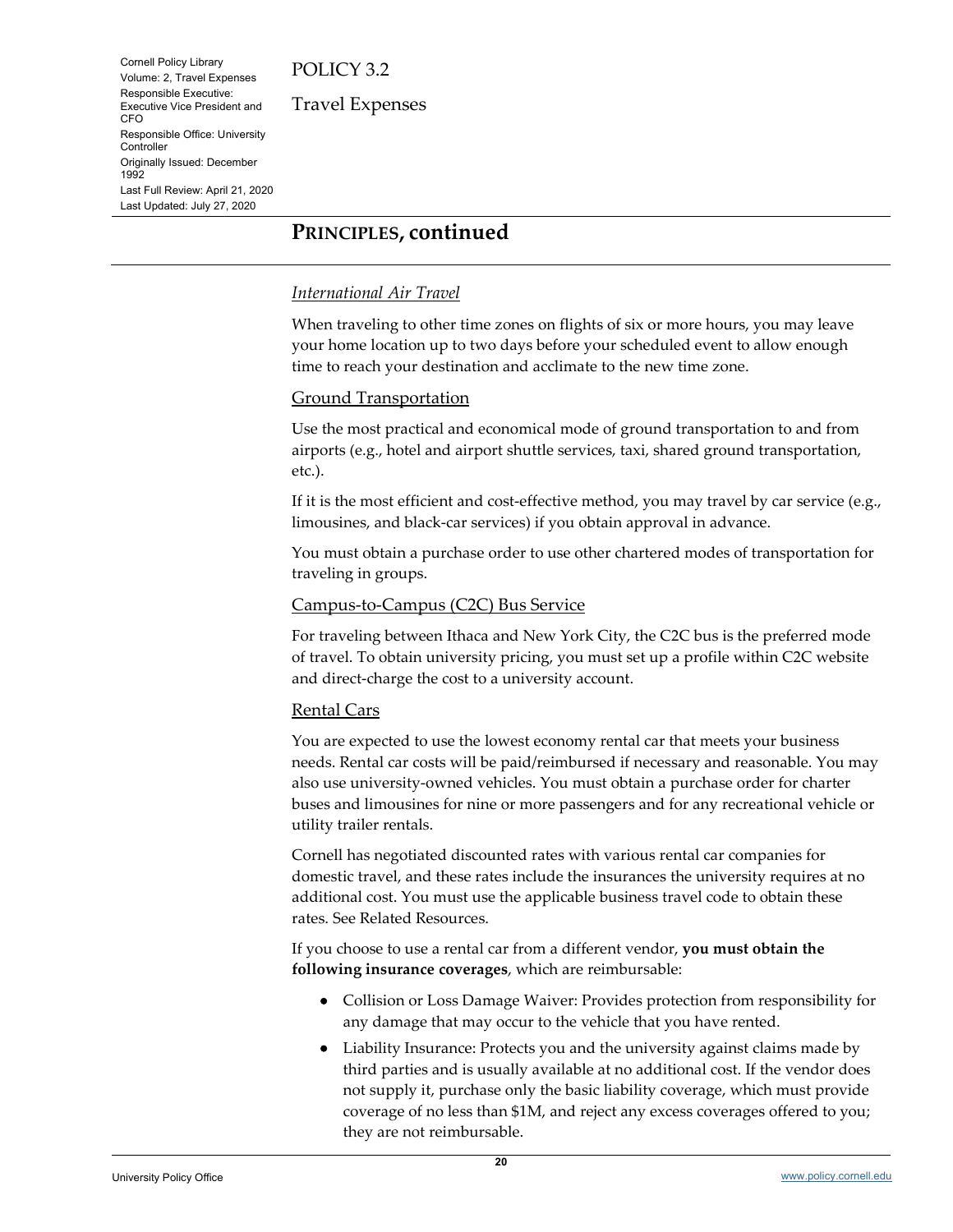## PRINCIPLES, continued

*International Air Travel*

When traveling to other time zones on flights of six or more hours, you may leave your home location up to two days before your scheduled event to allow enough time to reach your destination and acclimate to the new time zone.

### Ground Transportation

Use the most practical and economical mode of ground transportation to and from airports (e.g., hotel and airport shuttle services, taxi, shared ground transportation, etc.).

If it is the most efficient and cost-effective method, you may travel by car service (e.g., limousines, and black-car services) if you obtain approval in advance.

You must obtain a purchase order to use other chartered modes of transportation for traveling in groups.

### Campus-to-Campus (C2C) Bus Service

For traveling between Ithaca and New York City, the C2C bus is the preferred mode of travel. To obtain university pricing, you must set up a profile within C2C website and direct-charge the cost to a university account.

### Rental Cars

You are expected to use the lowest economy rental car that meets your business needs. Rental car costs will be paid/reimbursed if necessary and reasonable. You may also use university-owned vehicles. You must obtain a purchase order for charter buses and limousines for nine or more passengers and for any recreational vehicle or utility trailer rentals.

Cornell has negotiated discounted rates with various rental car companies for domestic travel, and these rates include the insurances the university requires at no additional cost. You must use the applicable business travel code to obtain these rates. See Related Resources.

If you choose to use a rental car from a different vendor, **you must obtain the following insurance coverages**, which are reimbursable:

- Collision or Loss Damage Waiver: Provides protection from responsibility for any damage that may occur to the vehicle that you have rented.
- Liability Insurance: Protects you and the university against claims made by third parties and is usually available at no additional cost. If the vendor does not supply it, purchase only the basic liability coverage, which must provide coverage of no less than $1M, and reject any excess coverages offered to you; they are not reimbursable.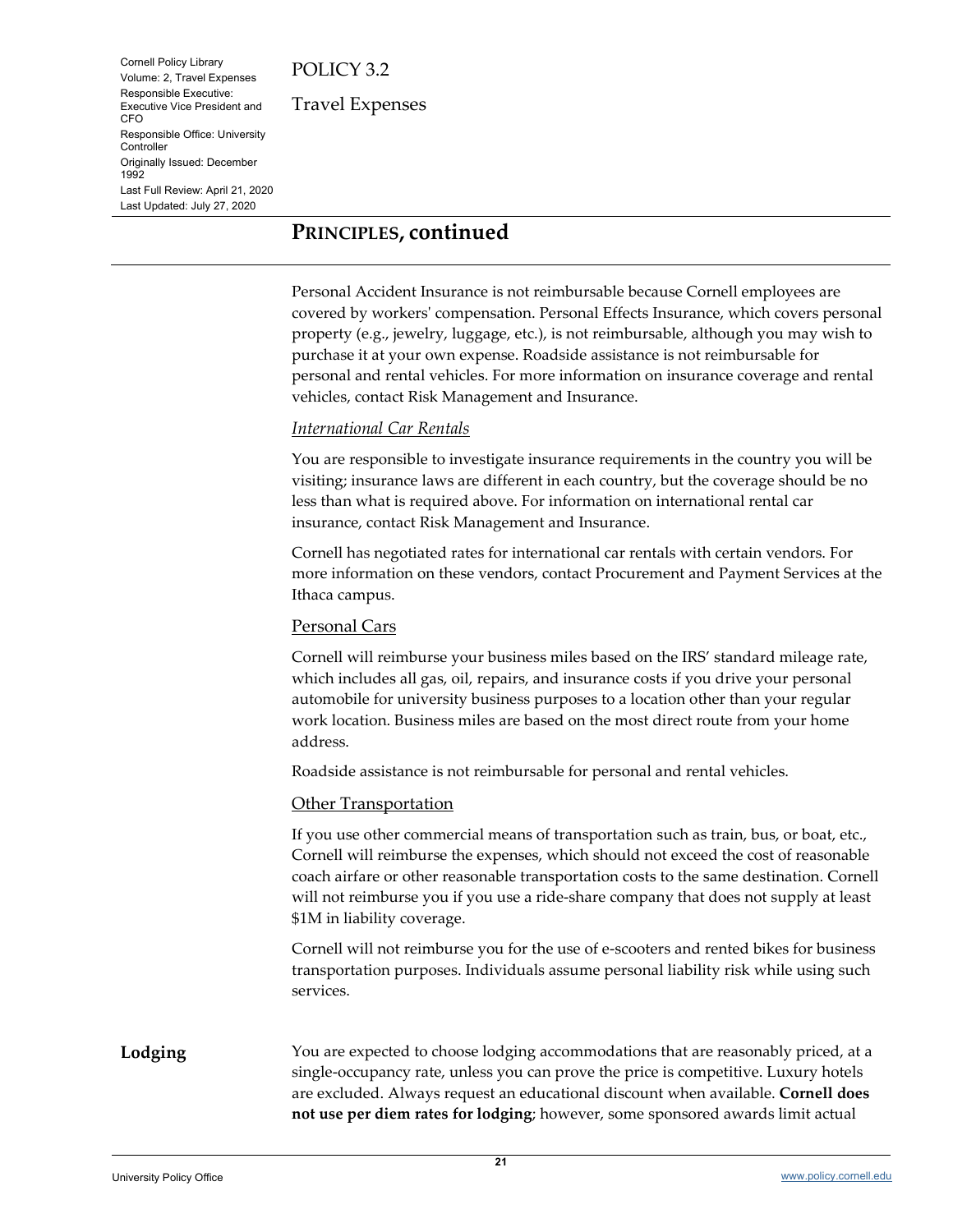## PRINCIPLES, continued

Personal Accident Insurance is not reimbursable because Cornell employees are covered by workers' compensation. Personal Effects Insurance, which covers personal property (e.g., jewelry, luggage, etc.), is not reimbursable, although you may wish to purchase it at your own expense. Roadside assistance is not reimbursable for personal and rental vehicles. For more information on insurance coverage and rental vehicles, contact Risk Management and Insurance.

*International Car Rentals*

You are responsible to investigate insurance requirements in the country you will be visiting; insurance laws are different in each country, but the coverage should be no less than what is required above. For information on international rental car insurance, contact Risk Management and Insurance.

Cornell has negotiated rates for international car rentals with certain vendors. For more information on these vendors, contact Procurement and Payment Services at the Ithaca campus.

### Personal Cars

Cornell will reimburse your business miles based on the IRS' standard mileage rate, which includes all gas, oil, repairs, and insurance costs if you drive your personal automobile for university business purposes to a location other than your regular work location. Business miles are based on the most direct route from your home address.

Roadside assistance is not reimbursable for personal and rental vehicles.

### Other Transportation

If you use other commercial means of transportation such as train, bus, or boat, etc., Cornell will reimburse the expenses, which should not exceed the cost of reasonable coach airfare or other reasonable transportation costs to the same destination. Cornell will not reimburse you if you use a ride-share company that does not supply at least $1M in liability coverage.

Cornell will not reimburse you for the use of e-scooters and rented bikes for business transportation purposes. Individuals assume personal liability risk while using such services.

## Lodging

You are expected to choose lodging accommodations that are reasonably priced, at a single-occupancy rate, unless you can prove the price is competitive. Luxury hotels are excluded. Always request an educational discount when available. **Cornell does not use per diem rates for lodging**; however, some sponsored awards limit actual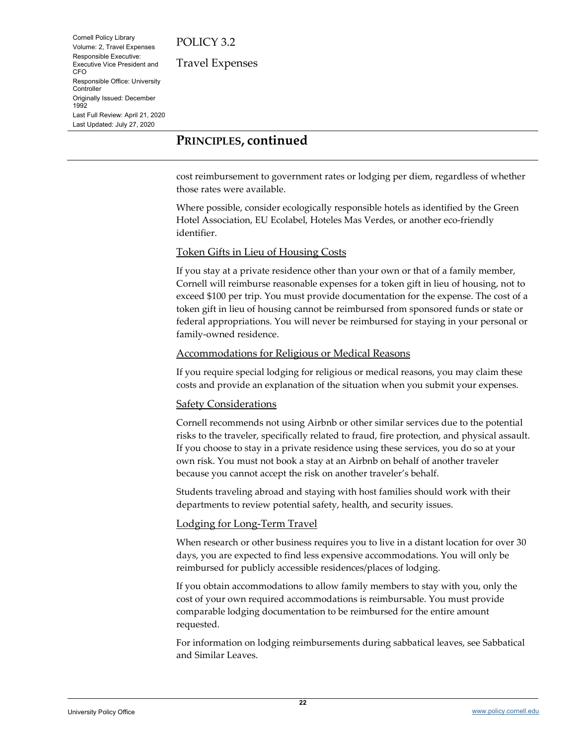## PRINCIPLES, continued

cost reimbursement to government rates or lodging per diem, regardless of whether those rates were available.

Where possible, consider ecologically responsible hotels as identified by the Green Hotel Association, EU Ecolabel, Hoteles Mas Verdes, or another eco-friendly identifier.

### Token Gifts in Lieu of Housing Costs

If you stay at a private residence other than your own or that of a family member, Cornell will reimburse reasonable expenses for a token gift in lieu of housing, not to exceed $100 per trip. You must provide documentation for the expense. The cost of a token gift in lieu of housing cannot be reimbursed from sponsored funds or state or federal appropriations. You will never be reimbursed for staying in your personal or family-owned residence.

### Accommodations for Religious or Medical Reasons

If you require special lodging for religious or medical reasons, you may claim these costs and provide an explanation of the situation when you submit your expenses.

### Safety Considerations

Cornell recommends not using Airbnb or other similar services due to the potential risks to the traveler, specifically related to fraud, fire protection, and physical assault. If you choose to stay in a private residence using these services, you do so at your own risk. You must not book a stay at an Airbnb on behalf of another traveler because you cannot accept the risk on another traveler's behalf.

Students traveling abroad and staying with host families should work with their departments to review potential safety, health, and security issues.

### Lodging for Long-Term Travel

When research or other business requires you to live in a distant location for over 30 days, you are expected to find less expensive accommodations. You will only be reimbursed for publicly accessible residences/places of lodging.

If you obtain accommodations to allow family members to stay with you, only the cost of your own required accommodations is reimbursable. You must provide comparable lodging documentation to be reimbursed for the entire amount requested.

For information on lodging reimbursements during sabbatical leaves, see Sabbatical and Similar Leaves.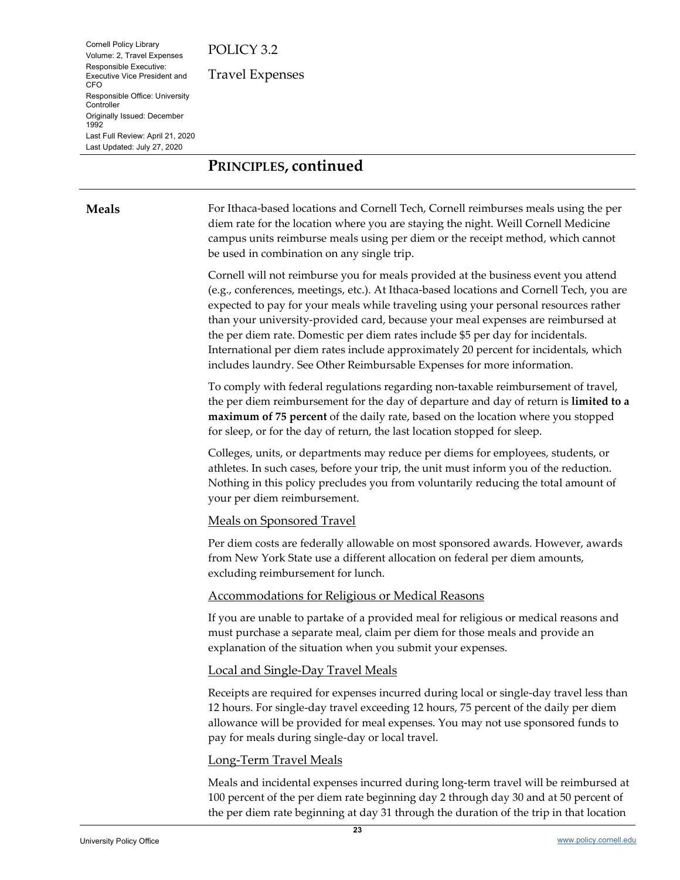## PRINCIPLES, continued

### Meals

For Ithaca-based locations and Cornell Tech, Cornell reimburses meals using the per diem rate for the location where you are staying the night. Weill Cornell Medicine campus units reimburse meals using per diem or the receipt method, which cannot be used in combination on any single trip.

Cornell will not reimburse you for meals provided at the business event you attend (e.g., conferences, meetings, etc.). At Ithaca-based locations and Cornell Tech, you are expected to pay for your meals while traveling using your personal resources rather than your university-provided card, because your meal expenses are reimbursed at the per diem rate. Domestic per diem rates include $5 per day for incidentals. International per diem rates include approximately 20 percent for incidentals, which includes laundry. See Other Reimbursable Expenses for more information.

To comply with federal regulations regarding non-taxable reimbursement of travel, the per diem reimbursement for the day of departure and day of return is **limited to a maximum of 75 percent** of the daily rate, based on the location where you stopped for sleep, or for the day of return, the last location stopped for sleep.

Colleges, units, or departments may reduce per diems for employees, students, or athletes. In such cases, before your trip, the unit must inform you of the reduction. Nothing in this policy precludes you from voluntarily reducing the total amount of your per diem reimbursement.

#### Meals on Sponsored Travel

Per diem costs are federally allowable on most sponsored awards. However, awards from New York State use a different allocation on federal per diem amounts, excluding reimbursement for lunch.

#### Accommodations for Religious or Medical Reasons

If you are unable to partake of a provided meal for religious or medical reasons and must purchase a separate meal, claim per diem for those meals and provide an explanation of the situation when you submit your expenses.

#### Local and Single-Day Travel Meals

Receipts are required for expenses incurred during local or single-day travel less than 12 hours. For single-day travel exceeding 12 hours, 75 percent of the daily per diem allowance will be provided for meal expenses. You may not use sponsored funds to pay for meals during single-day or local travel.

#### Long-Term Travel Meals

Meals and incidental expenses incurred during long-term travel will be reimbursed at 100 percent of the per diem rate beginning day 2 through day 30 and at 50 percent of the per diem rate beginning at day 31 through the duration of the trip in that location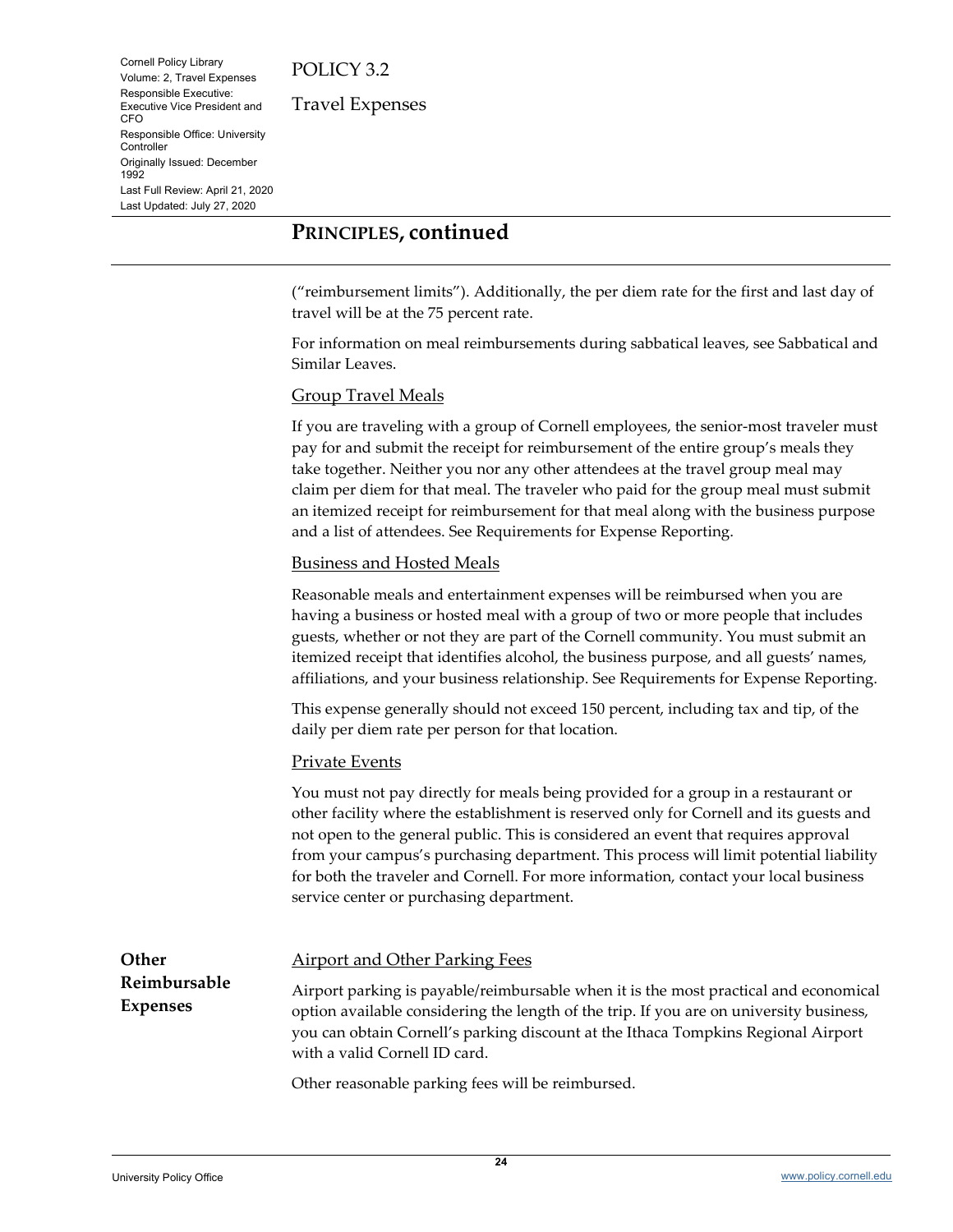## PRINCIPLES, continued

("reimbursement limits"). Additionally, the per diem rate for the first and last day of travel will be at the 75 percent rate.

For information on meal reimbursements during sabbatical leaves, see Sabbatical and Similar Leaves.

### Group Travel Meals

If you are traveling with a group of Cornell employees, the senior-most traveler must pay for and submit the receipt for reimbursement of the entire group's meals they take together. Neither you nor any other attendees at the travel group meal may claim per diem for that meal. The traveler who paid for the group meal must submit an itemized receipt for reimbursement for that meal along with the business purpose and a list of attendees. See Requirements for Expense Reporting.

### Business and Hosted Meals

Reasonable meals and entertainment expenses will be reimbursed when you are having a business or hosted meal with a group of two or more people that includes guests, whether or not they are part of the Cornell community. You must submit an itemized receipt that identifies alcohol, the business purpose, and all guests' names, affiliations, and your business relationship. See Requirements for Expense Reporting.

This expense generally should not exceed 150 percent, including tax and tip, of the daily per diem rate per person for that location.

### Private Events

You must not pay directly for meals being provided for a group in a restaurant or other facility where the establishment is reserved only for Cornell and its guests and not open to the general public. This is considered an event that requires approval from your campus's purchasing department. This process will limit potential liability for both the traveler and Cornell. For more information, contact your local business service center or purchasing department.

## Other Reimbursable Expenses

### Airport and Other Parking Fees

Airport parking is payable/reimbursable when it is the most practical and economical option available considering the length of the trip. If you are on university business, you can obtain Cornell's parking discount at the Ithaca Tompkins Regional Airport with a valid Cornell ID card.

Other reasonable parking fees will be reimbursed.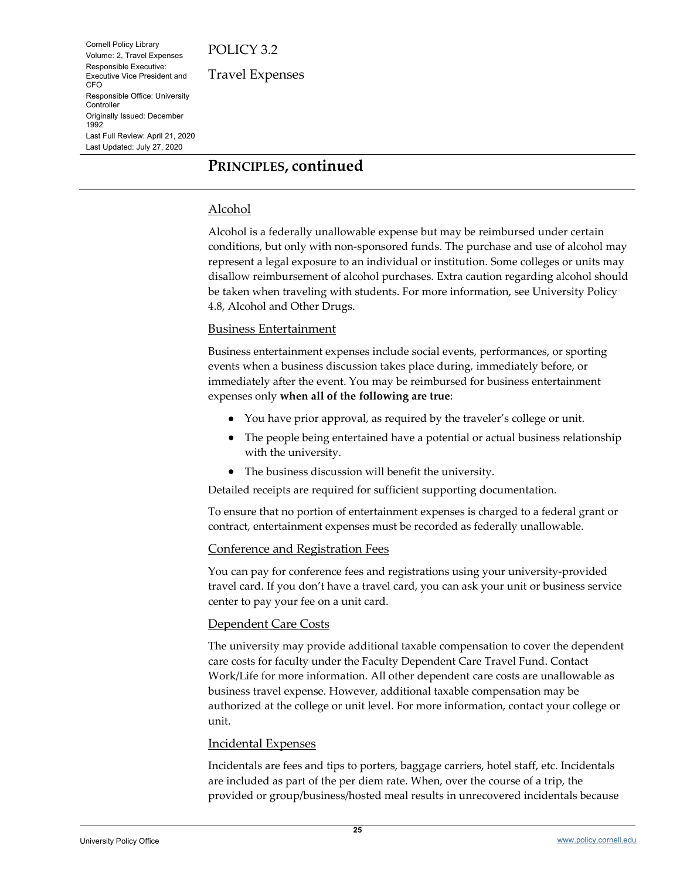## PRINCIPLES, continued

### Alcohol

Alcohol is a federally unallowable expense but may be reimbursed under certain conditions, but only with non-sponsored funds. The purchase and use of alcohol may represent a legal exposure to an individual or institution. Some colleges or units may disallow reimbursement of alcohol purchases. Extra caution regarding alcohol should be taken when traveling with students. For more information, see University Policy 4.8, Alcohol and Other Drugs.

### Business Entertainment

Business entertainment expenses include social events, performances, or sporting events when a business discussion takes place during, immediately before, or immediately after the event. You may be reimbursed for business entertainment expenses only **when all of the following are true**:

- You have prior approval, as required by the traveler's college or unit.
- The people being entertained have a potential or actual business relationship with the university.
- The business discussion will benefit the university.

Detailed receipts are required for sufficient supporting documentation.

To ensure that no portion of entertainment expenses is charged to a federal grant or contract, entertainment expenses must be recorded as federally unallowable.

### Conference and Registration Fees

You can pay for conference fees and registrations using your university-provided travel card. If you don't have a travel card, you can ask your unit or business service center to pay your fee on a unit card.

### Dependent Care Costs

The university may provide additional taxable compensation to cover the dependent care costs for faculty under the Faculty Dependent Care Travel Fund. Contact Work/Life for more information. All other dependent care costs are unallowable as business travel expense. However, additional taxable compensation may be authorized at the college or unit level. For more information, contact your college or unit.

### Incidental Expenses

Incidentals are fees and tips to porters, baggage carriers, hotel staff, etc. Incidentals are included as part of the per diem rate. When, over the course of a trip, the provided or group/business/hosted meal results in unrecovered incidentals because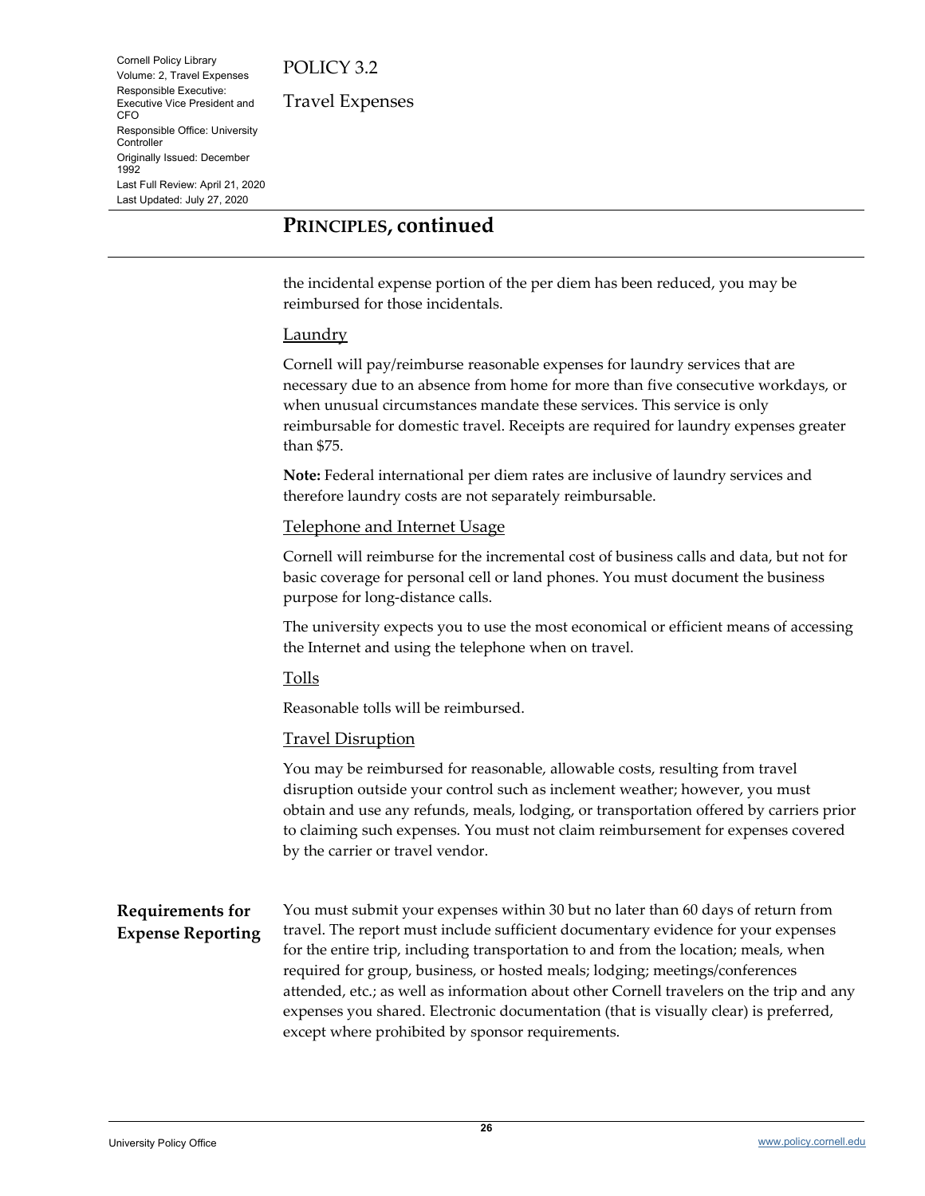## PRINCIPLES, continued

the incidental expense portion of the per diem has been reduced, you may be reimbursed for those incidentals.

### Laundry

Cornell will pay/reimburse reasonable expenses for laundry services that are necessary due to an absence from home for more than five consecutive workdays, or when unusual circumstances mandate these services. This service is only reimbursable for domestic travel. Receipts are required for laundry expenses greater than $75.

**Note:** Federal international per diem rates are inclusive of laundry services and therefore laundry costs are not separately reimbursable.

### Telephone and Internet Usage

Cornell will reimburse for the incremental cost of business calls and data, but not for basic coverage for personal cell or land phones. You must document the business purpose for long-distance calls.

The university expects you to use the most economical or efficient means of accessing the Internet and using the telephone when on travel.

### Tolls

Reasonable tolls will be reimbursed.

### Travel Disruption

You may be reimbursed for reasonable, allowable costs, resulting from travel disruption outside your control such as inclement weather; however, you must obtain and use any refunds, meals, lodging, or transportation offered by carriers prior to claiming such expenses. You must not claim reimbursement for expenses covered by the carrier or travel vendor.

## Requirements for Expense Reporting

You must submit your expenses within 30 but no later than 60 days of return from travel. The report must include sufficient documentary evidence for your expenses for the entire trip, including transportation to and from the location; meals, when required for group, business, or hosted meals; lodging; meetings/conferences attended, etc.; as well as information about other Cornell travelers on the trip and any expenses you shared. Electronic documentation (that is visually clear) is preferred, except where prohibited by sponsor requirements.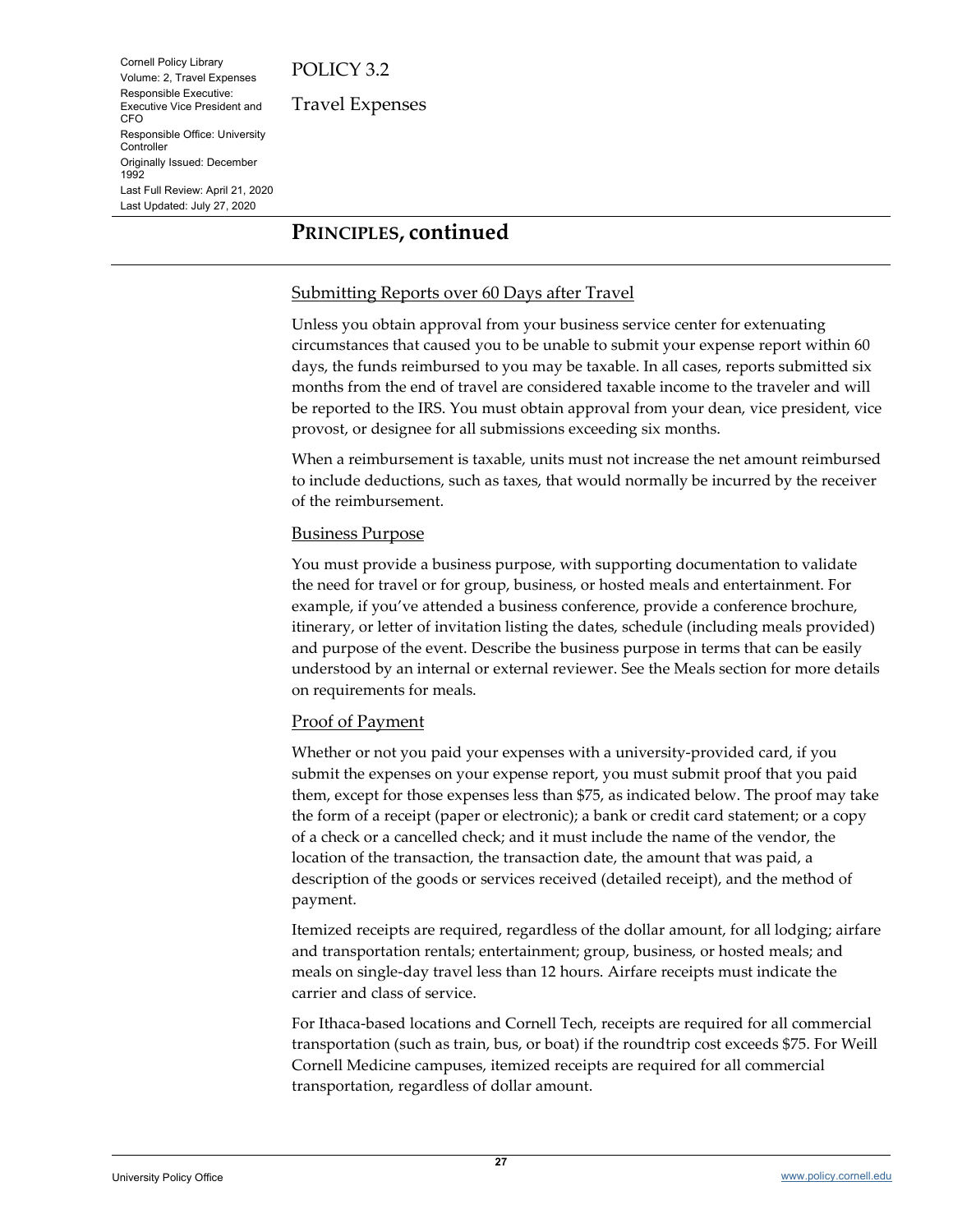## PRINCIPLES, continued

### Submitting Reports over 60 Days after Travel

Unless you obtain approval from your business service center for extenuating circumstances that caused you to be unable to submit your expense report within 60 days, the funds reimbursed to you may be taxable. In all cases, reports submitted six months from the end of travel are considered taxable income to the traveler and will be reported to the IRS. You must obtain approval from your dean, vice president, vice provost, or designee for all submissions exceeding six months.

When a reimbursement is taxable, units must not increase the net amount reimbursed to include deductions, such as taxes, that would normally be incurred by the receiver of the reimbursement.

### Business Purpose

You must provide a business purpose, with supporting documentation to validate the need for travel or for group, business, or hosted meals and entertainment. For example, if you've attended a business conference, provide a conference brochure, itinerary, or letter of invitation listing the dates, schedule (including meals provided) and purpose of the event. Describe the business purpose in terms that can be easily understood by an internal or external reviewer. See the Meals section for more details on requirements for meals.

### Proof of Payment

Whether or not you paid your expenses with a university-provided card, if you submit the expenses on your expense report, you must submit proof that you paid them, except for those expenses less than $75, as indicated below. The proof may take the form of a receipt (paper or electronic); a bank or credit card statement; or a copy of a check or a cancelled check; and it must include the name of the vendor, the location of the transaction, the transaction date, the amount that was paid, a description of the goods or services received (detailed receipt), and the method of payment.

Itemized receipts are required, regardless of the dollar amount, for all lodging; airfare and transportation rentals; entertainment; group, business, or hosted meals; and meals on single-day travel less than 12 hours. Airfare receipts must indicate the carrier and class of service.

For Ithaca-based locations and Cornell Tech, receipts are required for all commercial transportation (such as train, bus, or boat) if the roundtrip cost exceeds $75. For Weill Cornell Medicine campuses, itemized receipts are required for all commercial transportation, regardless of dollar amount.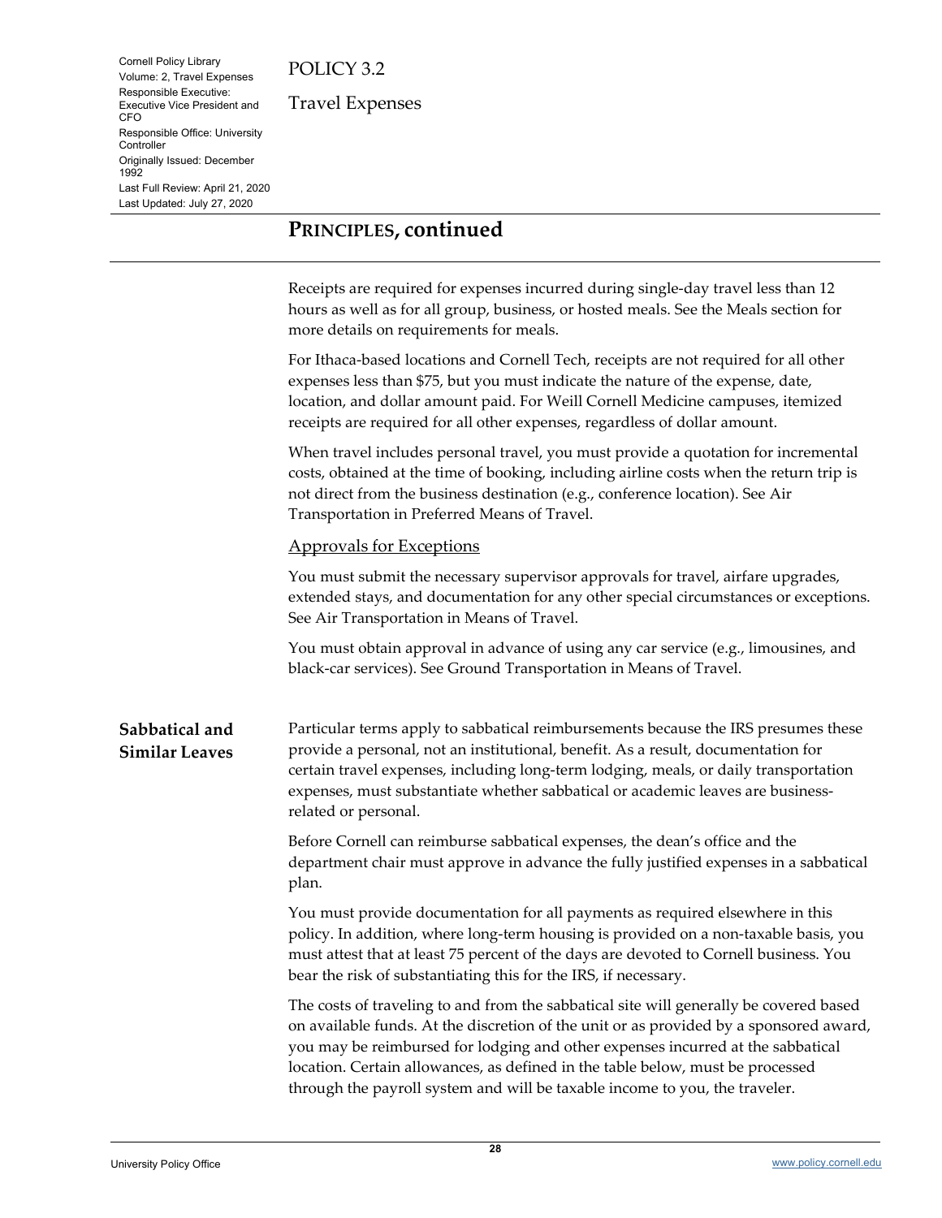## PRINCIPLES, continued

Receipts are required for expenses incurred during single-day travel less than 12 hours as well as for all group, business, or hosted meals. See the Meals section for more details on requirements for meals.

For Ithaca-based locations and Cornell Tech, receipts are not required for all other expenses less than $75, but you must indicate the nature of the expense, date, location, and dollar amount paid. For Weill Cornell Medicine campuses, itemized receipts are required for all other expenses, regardless of dollar amount.

When travel includes personal travel, you must provide a quotation for incremental costs, obtained at the time of booking, including airline costs when the return trip is not direct from the business destination (e.g., conference location). See Air Transportation in Preferred Means of Travel.

### Approvals for Exceptions

You must submit the necessary supervisor approvals for travel, airfare upgrades, extended stays, and documentation for any other special circumstances or exceptions. See Air Transportation in Means of Travel.

You must obtain approval in advance of using any car service (e.g., limousines, and black-car services). See Ground Transportation in Means of Travel.

### Sabbatical and Similar Leaves

Particular terms apply to sabbatical reimbursements because the IRS presumes these provide a personal, not an institutional, benefit. As a result, documentation for certain travel expenses, including long-term lodging, meals, or daily transportation expenses, must substantiate whether sabbatical or academic leaves are business-related or personal.

Before Cornell can reimburse sabbatical expenses, the dean's office and the department chair must approve in advance the fully justified expenses in a sabbatical plan.

You must provide documentation for all payments as required elsewhere in this policy. In addition, where long-term housing is provided on a non-taxable basis, you must attest that at least 75 percent of the days are devoted to Cornell business. You bear the risk of substantiating this for the IRS, if necessary.

The costs of traveling to and from the sabbatical site will generally be covered based on available funds. At the discretion of the unit or as provided by a sponsored award, you may be reimbursed for lodging and other expenses incurred at the sabbatical location. Certain allowances, as defined in the table below, must be processed through the payroll system and will be taxable income to you, the traveler.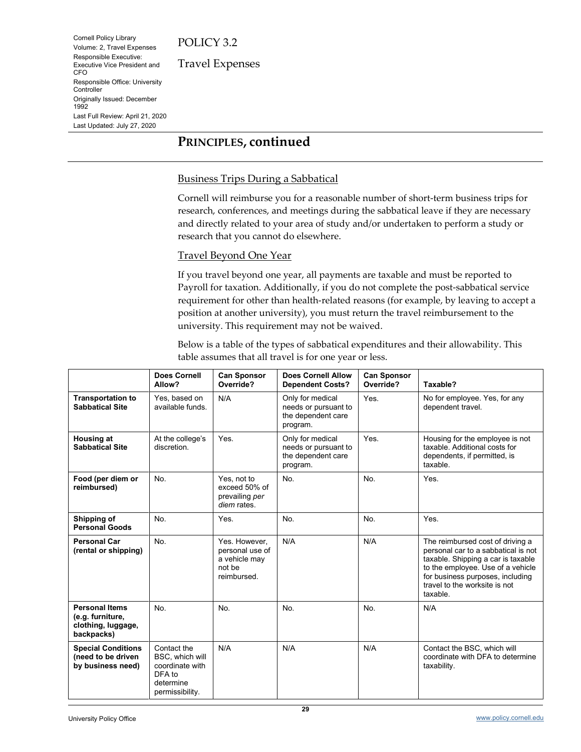## PRINCIPLES, continued

### Business Trips During a Sabbatical

Cornell will reimburse you for a reasonable number of short-term business trips for research, conferences, and meetings during the sabbatical leave if they are necessary and directly related to your area of study and/or undertaken to perform a study or research that you cannot do elsewhere.

### Travel Beyond One Year

If you travel beyond one year, all payments are taxable and must be reported to Payroll for taxation. Additionally, if you do not complete the post-sabbatical service requirement for other than health-related reasons (for example, by leaving to accept a position at another university), you must return the travel reimbursement to the university. This requirement may not be waived.

Below is a table of the types of sabbatical expenditures and their allowability. This table assumes that all travel is for one year or less.

| | Does Cornell Allow? | Can Sponsor Override? | Does Cornell Allow Dependent Costs? | Can Sponsor Override? | Taxable? |
|---|---|---|---|---|---|
| **Transportation to Sabbatical Site** | Yes, based on available funds. | N/A | Only for medical needs or pursuant to the dependent care program. | Yes. | No for employee. Yes, for any dependent travel. |
| **Housing at Sabbatical Site** | At the college's discretion. | Yes. | Only for medical needs or pursuant to the dependent care program. | Yes. | Housing for the employee is not taxable. Additional costs for dependents, if permitted, is taxable. |
| **Food (per diem or reimbursed)** | No. | Yes, not to exceed 50% of prevailing *per diem* rates. | No. | No. | Yes. |
| **Shipping of Personal Goods** | No. | Yes. | No. | No. | Yes. |
| **Personal Car (rental or shipping)** | No. | Yes. However, personal use of a vehicle may not be reimbursed. | N/A | N/A | The reimbursed cost of driving a personal car to a sabbatical is not taxable. Shipping a car is taxable to the employee. Use of a vehicle for business purposes, including travel to the worksite is not taxable. |
| **Personal Items (e.g. furniture, clothing, luggage, backpacks)** | No. | No. | No. | No. | N/A |
| **Special Conditions (need to be driven by business need)** | Contact the BSC, which will coordinate with DFA to determine permissibility. | N/A | N/A | N/A | Contact the BSC, which will coordinate with DFA to determine taxability. |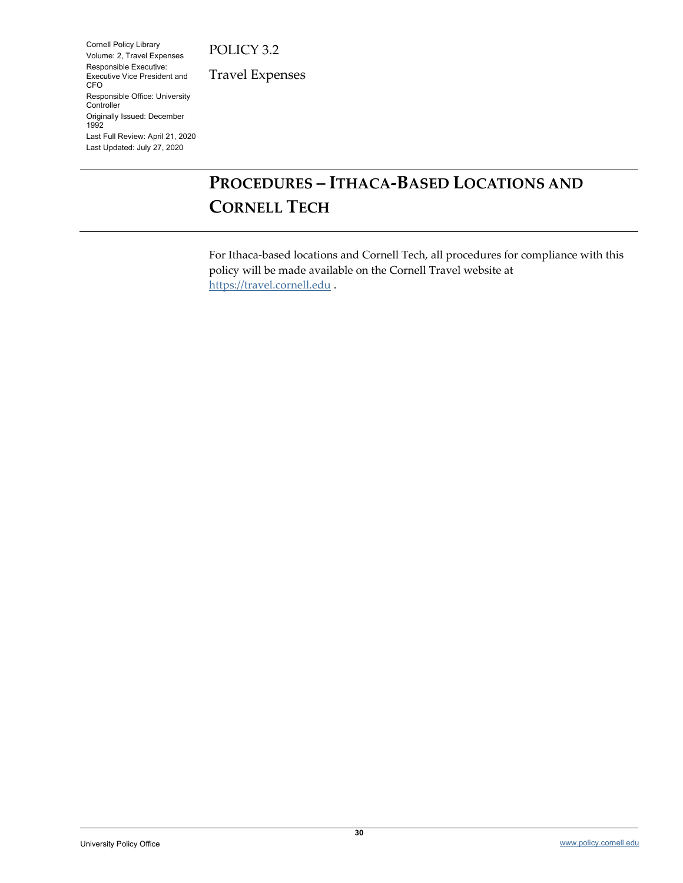Cornell Policy Library
Volume: 2, Travel Expenses
Responsible Executive: Executive Vice President and CFO
Responsible Office: University Controller
Originally Issued: December 1992
Last Full Review: April 21, 2020
Last Updated: July 27, 2020

POLICY 3.2

Travel Expenses

# PROCEDURES – ITHACA-BASED LOCATIONS AND CORNELL TECH

For Ithaca-based locations and Cornell Tech, all procedures for compliance with this policy will be made available on the Cornell Travel website at https://travel.cornell.edu .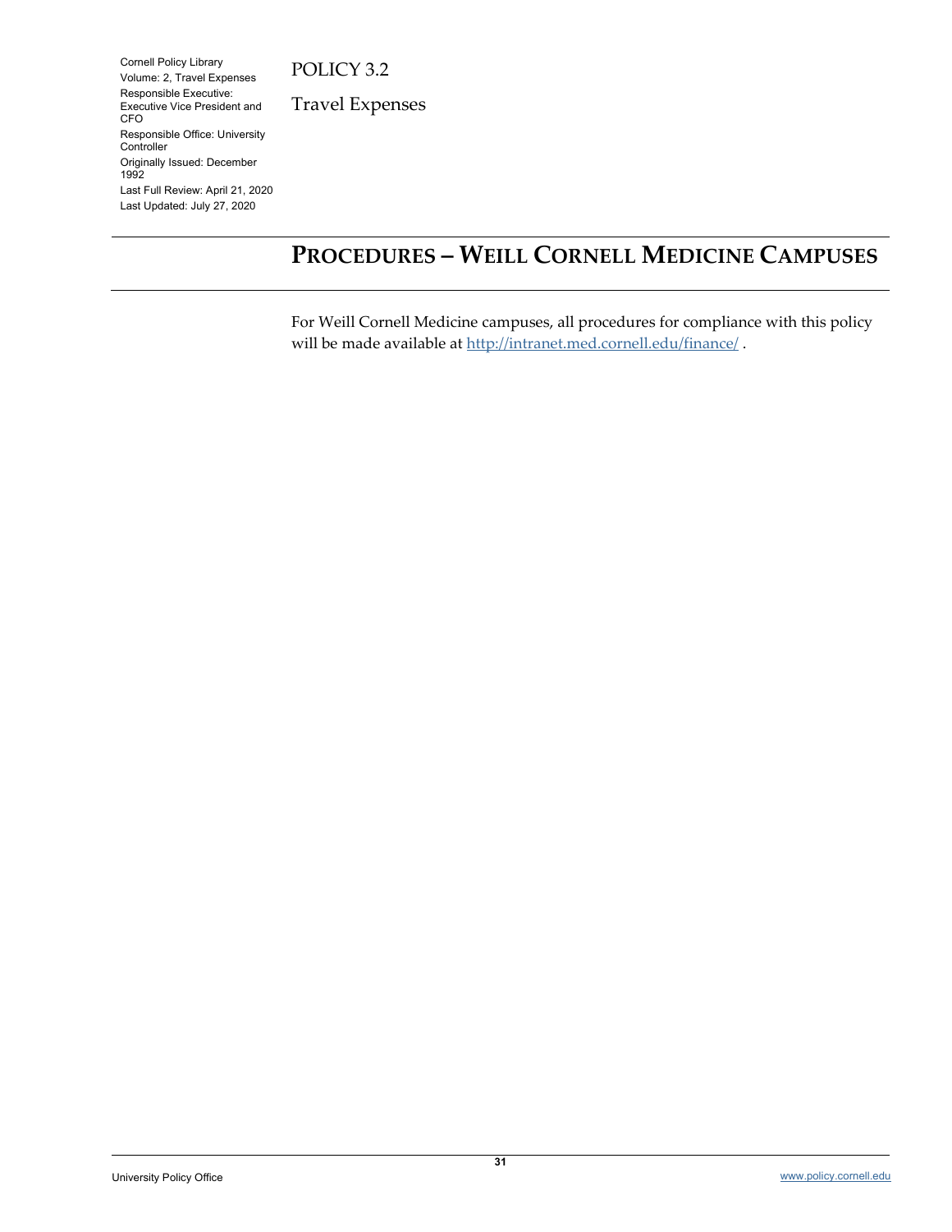Cornell Policy Library
Volume: 2, Travel Expenses
Responsible Executive: Executive Vice President and CFO
Responsible Office: University Controller
Originally Issued: December 1992
Last Full Review: April 21, 2020
Last Updated: July 27, 2020

POLICY 3.2

Travel Expenses

# PROCEDURES – WEILL CORNELL MEDICINE CAMPUSES

For Weill Cornell Medicine campuses, all procedures for compliance with this policy will be made available at http://intranet.med.cornell.edu/finance/ .